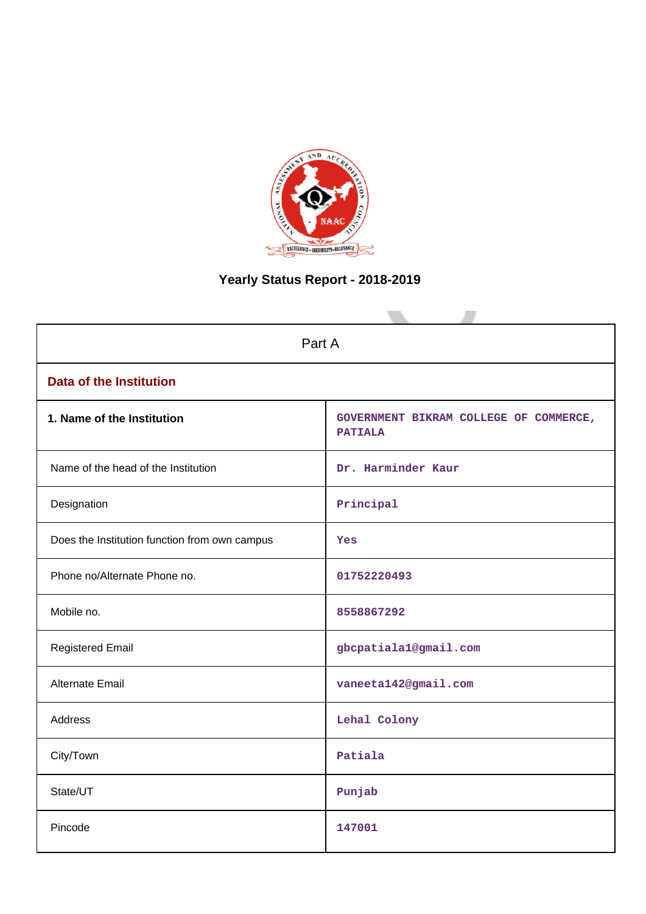# Yearly Status Report - 2018-2019

| Part A | |
|---|---|
| **Data of the Institution** | |
| **1. Name of the Institution** | GOVERNMENT BIKRAM COLLEGE OF COMMERCE, PATIALA |
| Name of the head of the Institution | Dr. Harminder Kaur |
| Designation | Principal |
| Does the Institution function from own campus | Yes |
| Phone no/Alternate Phone no. | 01752220493 |
| Mobile no. | 8558867292 |
| Registered Email | gbcpatiala1@gmail.com |
| Alternate Email | vaneeta142@gmail.com |
| Address | Lehal Colony |
| City/Town | Patiala |
| State/UT | Punjab |
| Pincode | 147001 |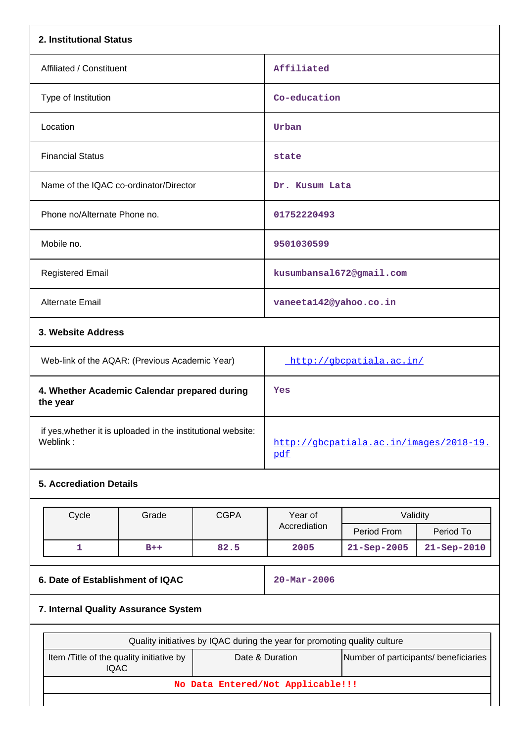## 2. Institutional Status

| | |
|---|---|
| Affiliated / Constituent | Affiliated |
| Type of Institution | Co-education |
| Location | Urban |
| Financial Status | state |
| Name of the IQAC co-ordinator/Director | Dr. Kusum Lata |
| Phone no/Alternate Phone no. | 01752220493 |
| Mobile no. | 9501030599 |
| Registered Email | kusumbansal672@gmail.com |
| Alternate Email | vaneeta142@yahoo.co.in |

## 3. Website Address

| | |
|---|---|
| Web-link of the AQAR: (Previous Academic Year) | http://gbcpatiala.ac.in/ |
| **4. Whether Academic Calendar prepared during the year** | Yes |
| if yes,whether it is uploaded in the institutional website: Weblink : | http://gbcpatiala.ac.in/images/2018-19.pdf |

## 5. Accrediation Details

| Cycle | Grade | CGPA | Year of Accrediation | Validity | |
|---|---|---|---|---|---|
| | | | | Period From | Period To |
| 1 | B++ | 82.5 | 2005 | 21-Sep-2005 | 21-Sep-2010 |

| | |
|---|---|
| **6. Date of Establishment of IQAC** | 20-Mar-2006 |

## 7. Internal Quality Assurance System

| Quality initiatives by IQAC during the year for promoting quality culture | | |
|---|---|---|
| Item /Title of the quality initiative by IQAC | Date & Duration | Number of participants/ beneficiaries |
| No Data Entered/Not Applicable!!! | | |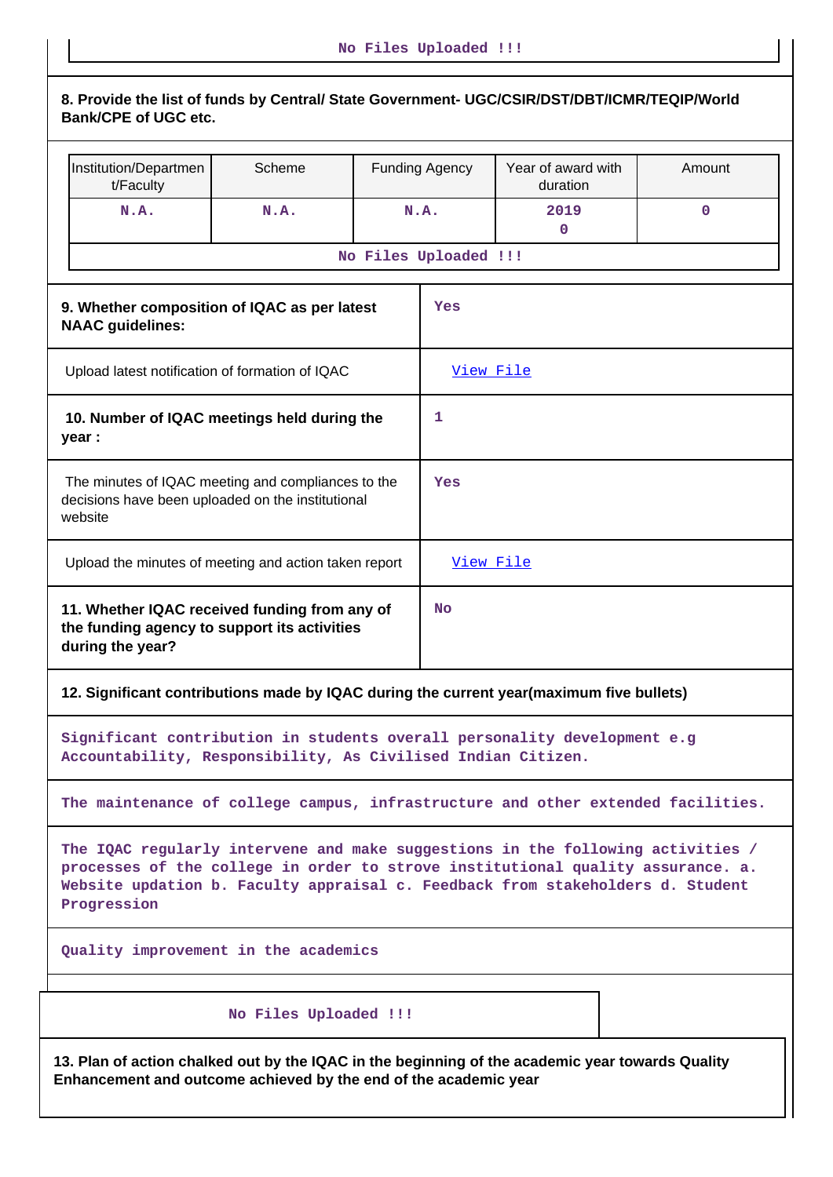No Files Uploaded !!!

**8. Provide the list of funds by Central/ State Government- UGC/CSIR/DST/DBT/ICMR/TEQIP/World Bank/CPE of UGC etc.**

| Institution/Department/Faculty | Scheme | Funding Agency | Year of award with duration | Amount |
|---|---|---|---|---|
| N.A. | N.A. | N.A. | 2019<br>0 | 0 |
| No Files Uploaded !!! | | | | |

| | |
|---|---|
| **9. Whether composition of IQAC as per latest NAAC guidelines:** | Yes |
| Upload latest notification of formation of IQAC | View File |
| **10. Number of IQAC meetings held during the year :** | 1 |
| The minutes of IQAC meeting and compliances to the decisions have been uploaded on the institutional website | Yes |
| Upload the minutes of meeting and action taken report | View File |
| **11. Whether IQAC received funding from any of the funding agency to support its activities during the year?** | No |

**12. Significant contributions made by IQAC during the current year(maximum five bullets)**

Significant contribution in students overall personality development e.g Accountability, Responsibility, As Civilised Indian Citizen.

The maintenance of college campus, infrastructure and other extended facilities.

The IQAC regularly intervene and make suggestions in the following activities / processes of the college in order to strove institutional quality assurance. a. Website updation b. Faculty appraisal c. Feedback from stakeholders d. Student Progression

Quality improvement in the academics

No Files Uploaded !!!

**13. Plan of action chalked out by the IQAC in the beginning of the academic year towards Quality Enhancement and outcome achieved by the end of the academic year**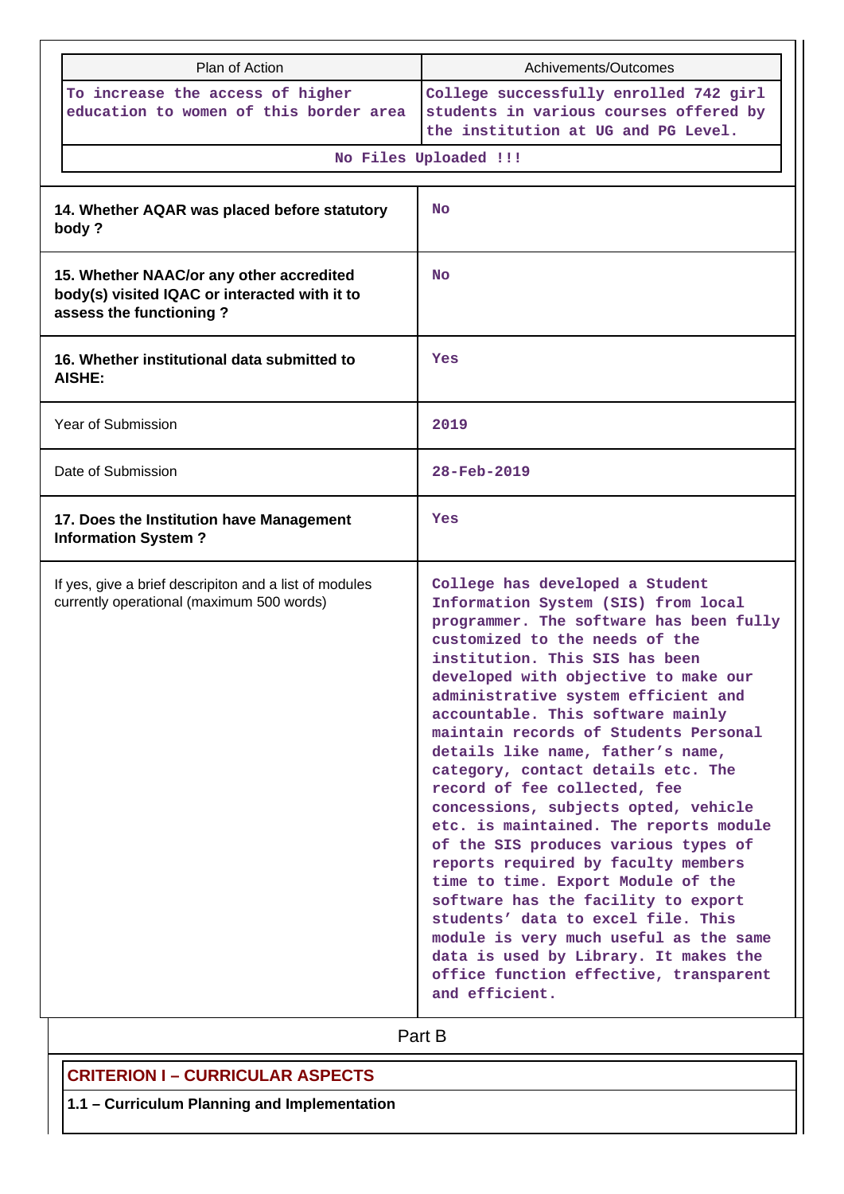| Plan of Action | Achivements/Outcomes |
|---|---|
| To increase the access of higher education to women of this border area | College successfully enrolled 742 girl students in various courses offered by the institution at UG and PG Level. |
| No Files Uploaded !!! | |

| | |
|---|---|
| **14. Whether AQAR was placed before statutory body ?** | No |
| **15. Whether NAAC/or any other accredited body(s) visited IQAC or interacted with it to assess the functioning ?** | No |
| **16. Whether institutional data submitted to AISHE:** | Yes |
| Year of Submission | 2019 |
| Date of Submission | 28-Feb-2019 |
| **17. Does the Institution have Management Information System ?** | Yes |
| If yes, give a brief descripiton and a list of modules currently operational (maximum 500 words) | College has developed a Student Information System (SIS) from local programmer. The software has been fully customized to the needs of the institution. This SIS has been developed with objective to make our administrative system efficient and accountable. This software mainly maintain records of Students Personal details like name, father's name, category, contact details etc. The record of fee collected, fee concessions, subjects opted, vehicle etc. is maintained. The reports module of the SIS produces various types of reports required by faculty members time to time. Export Module of the software has the facility to export students' data to excel file. This module is very much useful as the same data is used by Library. It makes the office function effective, transparent and efficient. |

Part B

## CRITERION I – CURRICULAR ASPECTS

### 1.1 – Curriculum Planning and Implementation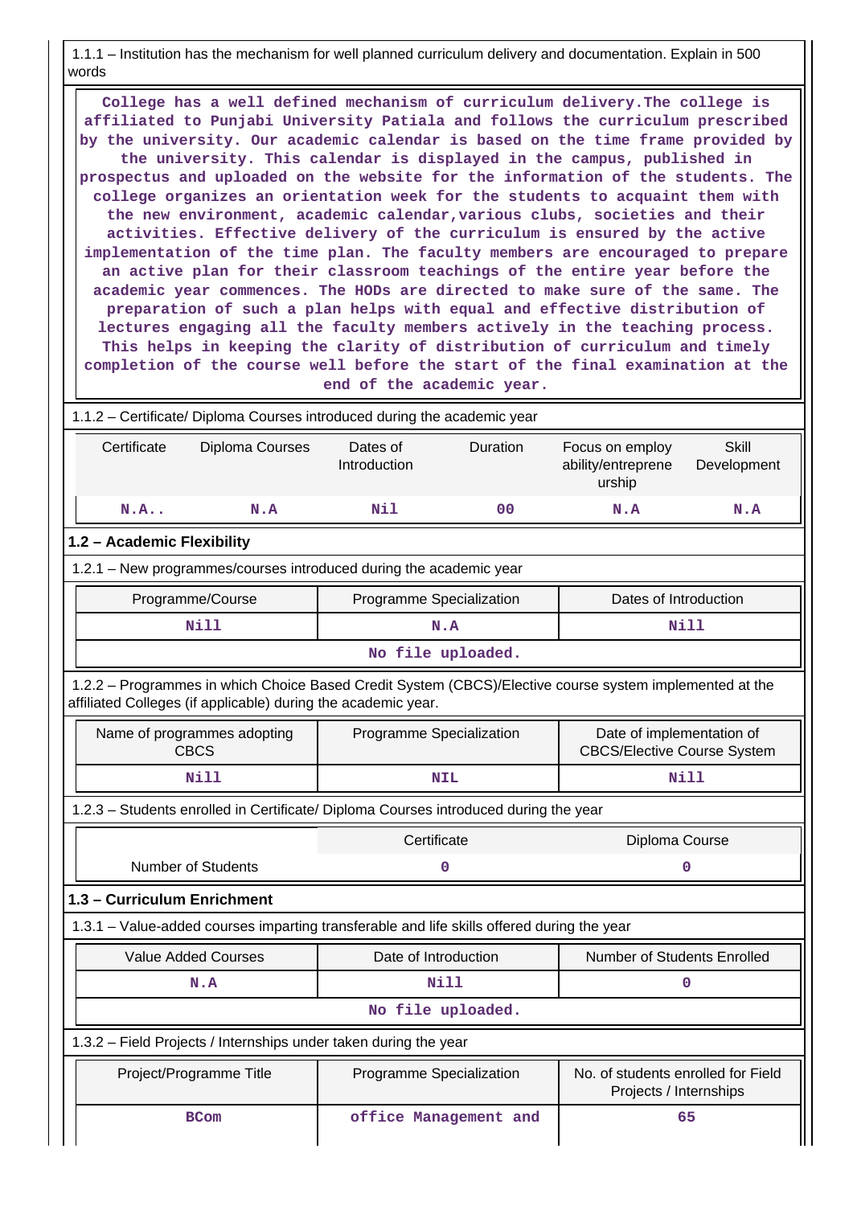1.1.1 – Institution has the mechanism for well planned curriculum delivery and documentation. Explain in 500 words

College has a well defined mechanism of curriculum delivery.The college is affiliated to Punjabi University Patiala and follows the curriculum prescribed by the university. Our academic calendar is based on the time frame provided by the university. This calendar is displayed in the campus, published in prospectus and uploaded on the website for the information of the students. The college organizes an orientation week for the students to acquaint them with the new environment, academic calendar,various clubs, societies and their activities. Effective delivery of the curriculum is ensured by the active implementation of the time plan. The faculty members are encouraged to prepare an active plan for their classroom teachings of the entire year before the academic year commences. The HODs are directed to make sure of the same. The preparation of such a plan helps with equal and effective distribution of lectures engaging all the faculty members actively in the teaching process. This helps in keeping the clarity of distribution of curriculum and timely completion of the course well before the start of the final examination at the end of the academic year.

1.1.2 – Certificate/ Diploma Courses introduced during the academic year

| Certificate | Diploma Courses | Dates of Introduction | Duration | Focus on employ ability/entreprene urship | Skill Development |
|---|---|---|---|---|---|
| N.A.. | N.A | Nil | 00 | N.A | N.A |

## 1.2 – Academic Flexibility

1.2.1 – New programmes/courses introduced during the academic year

| Programme/Course | Programme Specialization | Dates of Introduction |
|---|---|---|
| Nill | N.A | Nill |
| No file uploaded. | | |

1.2.2 – Programmes in which Choice Based Credit System (CBCS)/Elective course system implemented at the affiliated Colleges (if applicable) during the academic year.

| Name of programmes adopting CBCS | Programme Specialization | Date of implementation of CBCS/Elective Course System |
|---|---|---|
| Nill | NIL | Nill |

1.2.3 – Students enrolled in Certificate/ Diploma Courses introduced during the year

| | Certificate | Diploma Course |
|---|---|---|
| Number of Students | 0 | 0 |

## 1.3 – Curriculum Enrichment

1.3.1 – Value-added courses imparting transferable and life skills offered during the year

| Value Added Courses | Date of Introduction | Number of Students Enrolled |
|---|---|---|
| N.A | Nill | 0 |
| No file uploaded. | | |

1.3.2 – Field Projects / Internships under taken during the year

| Project/Programme Title | Programme Specialization | No. of students enrolled for Field Projects / Internships |
|---|---|---|
| BCom | office Management and | 65 |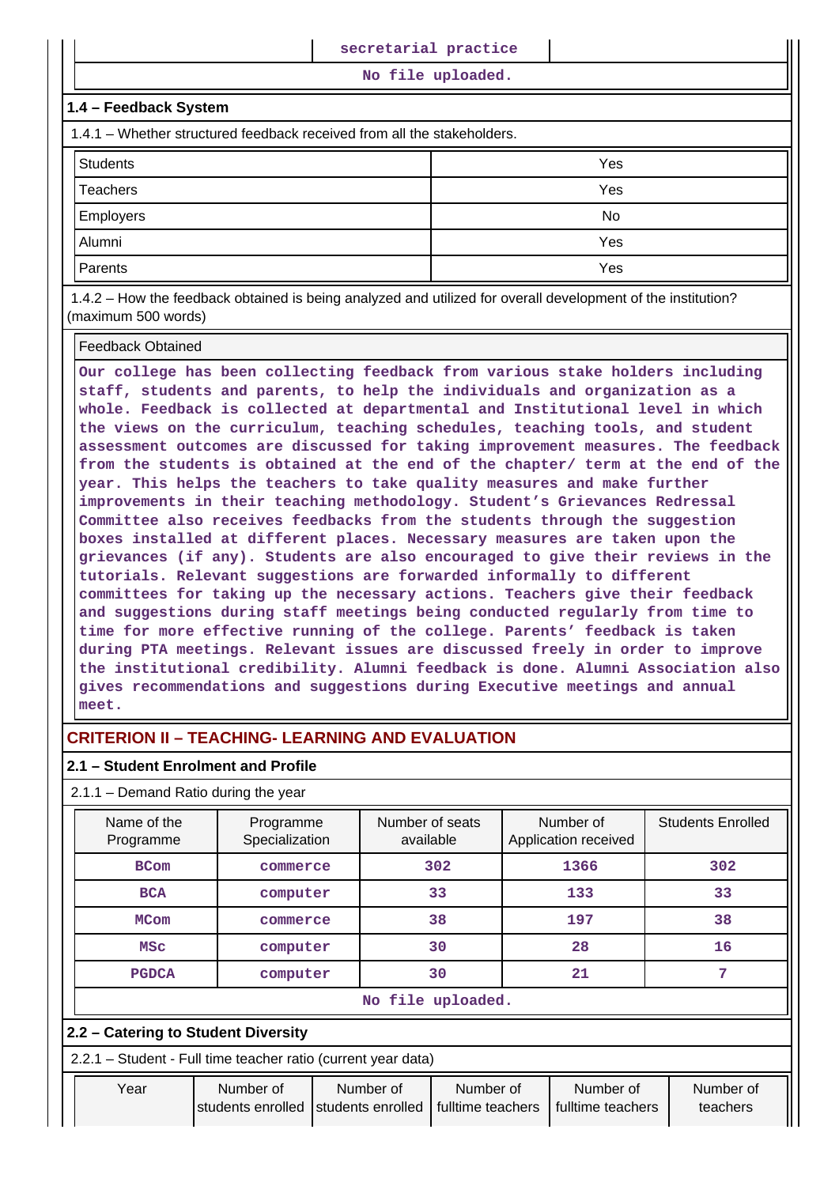| | secretarial practice | |
|---|---|---|

No file uploaded.

### 1.4 – Feedback System

1.4.1 – Whether structured feedback received from all the stakeholders.

| | |
|---|---|
| Students | Yes |
| Teachers | Yes |
| Employers | No |
| Alumni | Yes |
| Parents | Yes |

1.4.2 – How the feedback obtained is being analyzed and utilized for overall development of the institution? (maximum 500 words)

Feedback Obtained

**Our college has been collecting feedback from various stake holders including staff, students and parents, to help the individuals and organization as a whole. Feedback is collected at departmental and Institutional level in which the views on the curriculum, teaching schedules, teaching tools, and student assessment outcomes are discussed for taking improvement measures. The feedback from the students is obtained at the end of the chapter/ term at the end of the year. This helps the teachers to take quality measures and make further improvements in their teaching methodology. Student's Grievances Redressal Committee also receives feedbacks from the students through the suggestion boxes installed at different places. Necessary measures are taken upon the grievances (if any). Students are also encouraged to give their reviews in the tutorials. Relevant suggestions are forwarded informally to different committees for taking up the necessary actions. Teachers give their feedback and suggestions during staff meetings being conducted regularly from time to time for more effective running of the college. Parents' feedback is taken during PTA meetings. Relevant issues are discussed freely in order to improve the institutional credibility. Alumni feedback is done. Alumni Association also gives recommendations and suggestions during Executive meetings and annual meet.**

## CRITERION II – TEACHING- LEARNING AND EVALUATION

### 2.1 – Student Enrolment and Profile

2.1.1 – Demand Ratio during the year

| Name of the Programme | Programme Specialization | Number of seats available | Number of Application received | Students Enrolled |
|---|---|---|---|---|
| BCom | commerce | 302 | 1366 | 302 |
| BCA | computer | 33 | 133 | 33 |
| MCom | commerce | 38 | 197 | 38 |
| MSc | computer | 30 | 28 | 16 |
| PGDCA | computer | 30 | 21 | 7 |

No file uploaded.

### 2.2 – Catering to Student Diversity

2.2.1 – Student - Full time teacher ratio (current year data)

| Year | Number of students enrolled | Number of students enrolled | Number of fulltime teachers | Number of fulltime teachers | Number of teachers |
|---|---|---|---|---|---|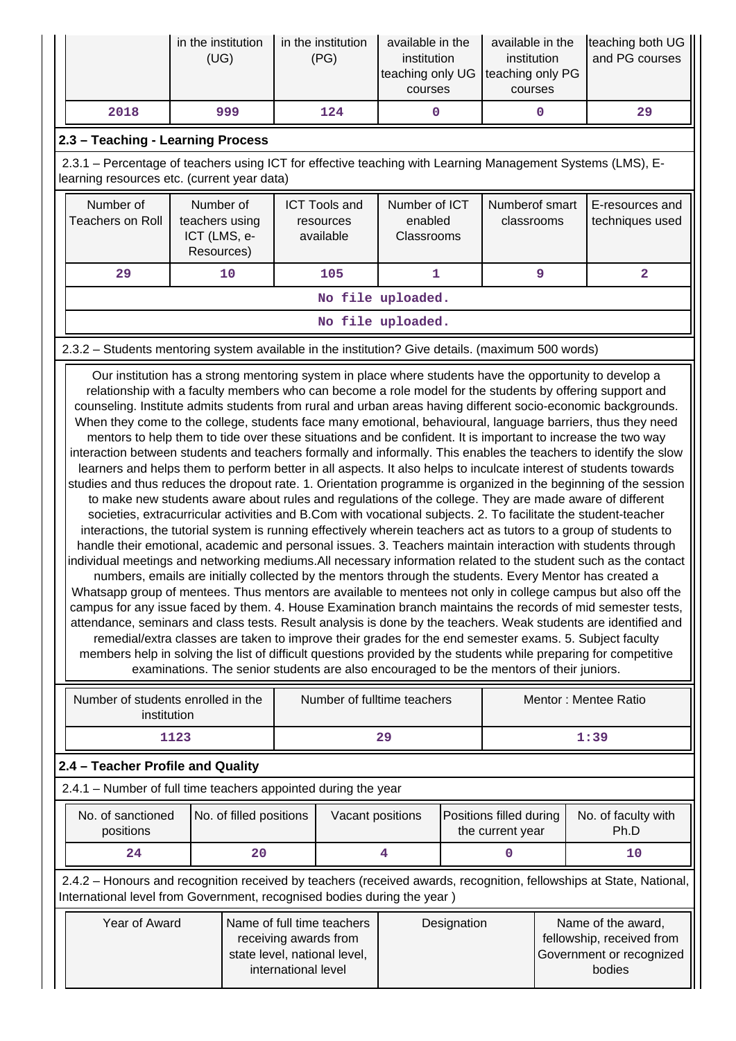| | in the institution (UG) | in the institution (PG) | available in the institution teaching only UG courses | available in the institution teaching only PG courses | teaching both UG and PG courses |
|---|---|---|---|---|---|
| 2018 | 999 | 124 | 0 | 0 | 29 |

## 2.3 – Teaching - Learning Process

2.3.1 – Percentage of teachers using ICT for effective teaching with Learning Management Systems (LMS), E-learning resources etc. (current year data)

| Number of Teachers on Roll | Number of teachers using ICT (LMS, e-Resources) | ICT Tools and resources available | Number of ICT enabled Classrooms | Numberof smart classrooms | E-resources and techniques used |
|---|---|---|---|---|---|
| 29 | 10 | 105 | 1 | 9 | 2 |
| No file uploaded. | | | | | |
| No file uploaded. | | | | | |

2.3.2 – Students mentoring system available in the institution? Give details. (maximum 500 words)

Our institution has a strong mentoring system in place where students have the opportunity to develop a relationship with a faculty members who can become a role model for the students by offering support and counseling. Institute admits students from rural and urban areas having different socio-economic backgrounds. When they come to the college, students face many emotional, behavioural, language barriers, thus they need mentors to help them to tide over these situations and be confident. It is important to increase the two way interaction between students and teachers formally and informally. This enables the teachers to identify the slow learners and helps them to perform better in all aspects. It also helps to inculcate interest of students towards studies and thus reduces the dropout rate. 1. Orientation programme is organized in the beginning of the session to make new students aware about rules and regulations of the college. They are made aware of different societies, extracurricular activities and B.Com with vocational subjects. 2. To facilitate the student-teacher interactions, the tutorial system is running effectively wherein teachers act as tutors to a group of students to handle their emotional, academic and personal issues. 3. Teachers maintain interaction with students through individual meetings and networking mediums.All necessary information related to the student such as the contact numbers, emails are initially collected by the mentors through the students. Every Mentor has created a Whatsapp group of mentees. Thus mentors are available to mentees not only in college campus but also off the campus for any issue faced by them. 4. House Examination branch maintains the records of mid semester tests, attendance, seminars and class tests. Result analysis is done by the teachers. Weak students are identified and remedial/extra classes are taken to improve their grades for the end semester exams. 5. Subject faculty members help in solving the list of difficult questions provided by the students while preparing for competitive examinations. The senior students are also encouraged to be the mentors of their juniors.

| Number of students enrolled in the institution | Number of fulltime teachers | Mentor : Mentee Ratio |
|---|---|---|
| 1123 | 29 | 1:39 |

## 2.4 – Teacher Profile and Quality

2.4.1 – Number of full time teachers appointed during the year

| No. of sanctioned positions | No. of filled positions | Vacant positions | Positions filled during the current year | No. of faculty with Ph.D |
|---|---|---|---|---|
| 24 | 20 | 4 | 0 | 10 |

2.4.2 – Honours and recognition received by teachers (received awards, recognition, fellowships at State, National, International level from Government, recognised bodies during the year )

| Year of Award | Name of full time teachers receiving awards from state level, national level, international level | Designation | Name of the award, fellowship, received from Government or recognized bodies |
|---|---|---|---|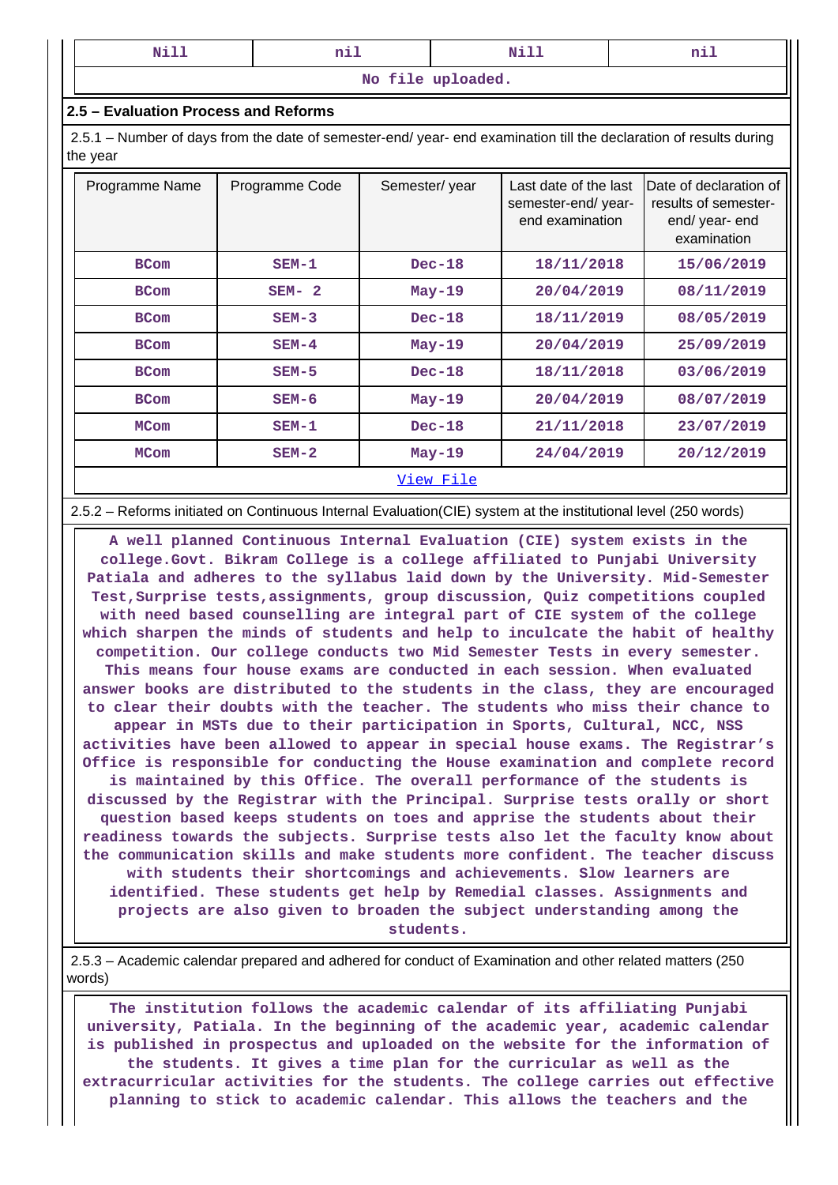| Nill | nil | Nill | nil |
|---|---|---|---|
| No file uploaded. | | | |

### 2.5 – Evaluation Process and Reforms

2.5.1 – Number of days from the date of semester-end/ year- end examination till the declaration of results during the year

| Programme Name | Programme Code | Semester/ year | Last date of the last semester-end/ year- end examination | Date of declaration of results of semester- end/ year- end examination |
|---|---|---|---|---|
| BCom | SEM-1 | Dec-18 | 18/11/2018 | 15/06/2019 |
| BCom | SEM- 2 | May-19 | 20/04/2019 | 08/11/2019 |
| BCom | SEM-3 | Dec-18 | 18/11/2019 | 08/05/2019 |
| BCom | SEM-4 | May-19 | 20/04/2019 | 25/09/2019 |
| BCom | SEM-5 | Dec-18 | 18/11/2018 | 03/06/2019 |
| BCom | SEM-6 | May-19 | 20/04/2019 | 08/07/2019 |
| MCom | SEM-1 | Dec-18 | 21/11/2018 | 23/07/2019 |
| MCom | SEM-2 | May-19 | 24/04/2019 | 20/12/2019 |
| View File | | | | |

2.5.2 – Reforms initiated on Continuous Internal Evaluation(CIE) system at the institutional level (250 words)

A well planned Continuous Internal Evaluation (CIE) system exists in the college.Govt. Bikram College is a college affiliated to Punjabi University Patiala and adheres to the syllabus laid down by the University. Mid-Semester Test,Surprise tests,assignments, group discussion, Quiz competitions coupled with need based counselling are integral part of CIE system of the college which sharpen the minds of students and help to inculcate the habit of healthy competition. Our college conducts two Mid Semester Tests in every semester. This means four house exams are conducted in each session. When evaluated answer books are distributed to the students in the class, they are encouraged to clear their doubts with the teacher. The students who miss their chance to appear in MSTs due to their participation in Sports, Cultural, NCC, NSS activities have been allowed to appear in special house exams. The Registrar's Office is responsible for conducting the House examination and complete record is maintained by this Office. The overall performance of the students is discussed by the Registrar with the Principal. Surprise tests orally or short question based keeps students on toes and apprise the students about their readiness towards the subjects. Surprise tests also let the faculty know about the communication skills and make students more confident. The teacher discuss with students their shortcomings and achievements. Slow learners are identified. These students get help by Remedial classes. Assignments and projects are also given to broaden the subject understanding among the students.

2.5.3 – Academic calendar prepared and adhered for conduct of Examination and other related matters (250 words)

The institution follows the academic calendar of its affiliating Punjabi university, Patiala. In the beginning of the academic year, academic calendar is published in prospectus and uploaded on the website for the information of the students. It gives a time plan for the curricular as well as the extracurricular activities for the students. The college carries out effective planning to stick to academic calendar. This allows the teachers and the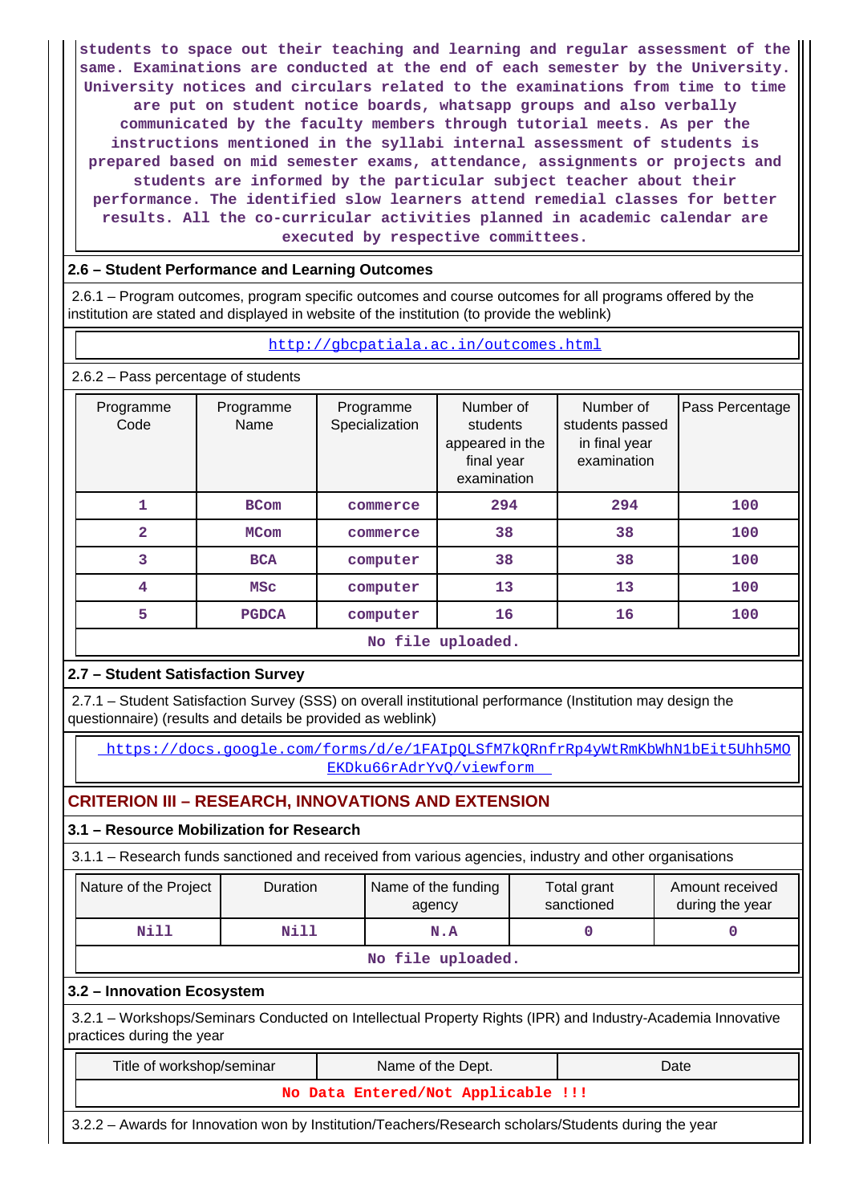students to space out their teaching and learning and regular assessment of the same. Examinations are conducted at the end of each semester by the University. University notices and circulars related to the examinations from time to time are put on student notice boards, whatsapp groups and also verbally communicated by the faculty members through tutorial meets. As per the instructions mentioned in the syllabi internal assessment of students is prepared based on mid semester exams, attendance, assignments or projects and students are informed by the particular subject teacher about their performance. The identified slow learners attend remedial classes for better results. All the co-curricular activities planned in academic calendar are executed by respective committees.

### 2.6 – Student Performance and Learning Outcomes

2.6.1 – Program outcomes, program specific outcomes and course outcomes for all programs offered by the institution are stated and displayed in website of the institution (to provide the weblink)

http://gbcpatiala.ac.in/outcomes.html

2.6.2 – Pass percentage of students

| Programme Code | Programme Name | Programme Specialization | Number of students appeared in the final year examination | Number of students passed in final year examination | Pass Percentage |
|---|---|---|---|---|---|
| 1 | BCom | commerce | 294 | 294 | 100 |
| 2 | MCom | commerce | 38 | 38 | 100 |
| 3 | BCA | computer | 38 | 38 | 100 |
| 4 | MSc | computer | 13 | 13 | 100 |
| 5 | PGDCA | computer | 16 | 16 | 100 |

No file uploaded.

### 2.7 – Student Satisfaction Survey

2.7.1 – Student Satisfaction Survey (SSS) on overall institutional performance (Institution may design the questionnaire) (results and details be provided as weblink)

https://docs.google.com/forms/d/e/1FAIpQLSfM7kQRnfrRp4yWtRmKbWhN1bEit5Uhh5MOEKDku66rAdrYvQ/viewform

## CRITERION III – RESEARCH, INNOVATIONS AND EXTENSION

### 3.1 – Resource Mobilization for Research

3.1.1 – Research funds sanctioned and received from various agencies, industry and other organisations

| Nature of the Project | Duration | Name of the funding agency | Total grant sanctioned | Amount received during the year |
|---|---|---|---|---|
| Nill | Nill | N.A | 0 | 0 |

No file uploaded.

### 3.2 – Innovation Ecosystem

3.2.1 – Workshops/Seminars Conducted on Intellectual Property Rights (IPR) and Industry-Academia Innovative practices during the year

| Title of workshop/seminar | Name of the Dept. | Date |
|---|---|---|
| No Data Entered/Not Applicable !!! | | |

3.2.2 – Awards for Innovation won by Institution/Teachers/Research scholars/Students during the year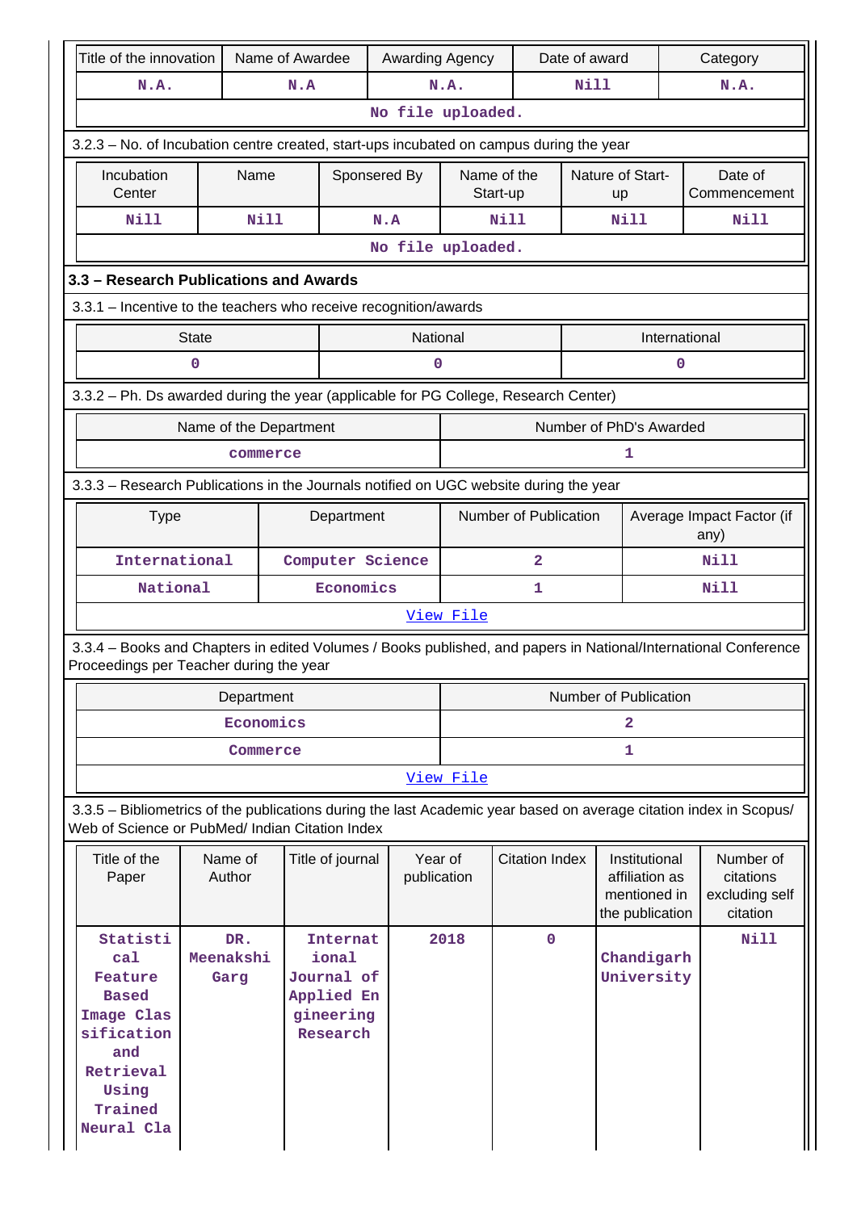| Title of the innovation | Name of Awardee | Awarding Agency | Date of award | Category |
|---|---|---|---|---|
| N.A. | N.A | N.A. | Nill | N.A. |
| No file uploaded. | | | | |

3.2.3 – No. of Incubation centre created, start-ups incubated on campus during the year

| Incubation Center | Name | Sponsered By | Name of the Start-up | Nature of Start-up | Date of Commencement |
|---|---|---|---|---|---|
| Nill | Nill | N.A | Nill | Nill | Nill |
| No file uploaded. | | | | | |

### 3.3 – Research Publications and Awards

3.3.1 – Incentive to the teachers who receive recognition/awards

| State | National | International |
|---|---|---|
| 0 | 0 | 0 |

3.3.2 – Ph. Ds awarded during the year (applicable for PG College, Research Center)

| Name of the Department | Number of PhD's Awarded |
|---|---|
| commerce | 1 |

3.3.3 – Research Publications in the Journals notified on UGC website during the year

| Type | Department | Number of Publication | Average Impact Factor (if any) |
|---|---|---|---|
| International | Computer Science | 2 | Nill |
| National | Economics | 1 | Nill |
| View File | | | |

3.3.4 – Books and Chapters in edited Volumes / Books published, and papers in National/International Conference Proceedings per Teacher during the year

| Department | Number of Publication |
|---|---|
| Economics | 2 |
| Commerce | 1 |
| View File | |

3.3.5 – Bibliometrics of the publications during the last Academic year based on average citation index in Scopus/ Web of Science or PubMed/ Indian Citation Index

| Title of the Paper | Name of Author | Title of journal | Year of publication | Citation Index | Institutional affiliation as mentioned in the publication | Number of citations excluding self citation |
|---|---|---|---|---|---|---|
| Statistical Feature Based Image Classification and Retrieval Using Trained Neural Cla | DR. Meenakshi Garg | International Journal of Applied Engineering Research | 2018 | 0 | Chandigarh University | Nill |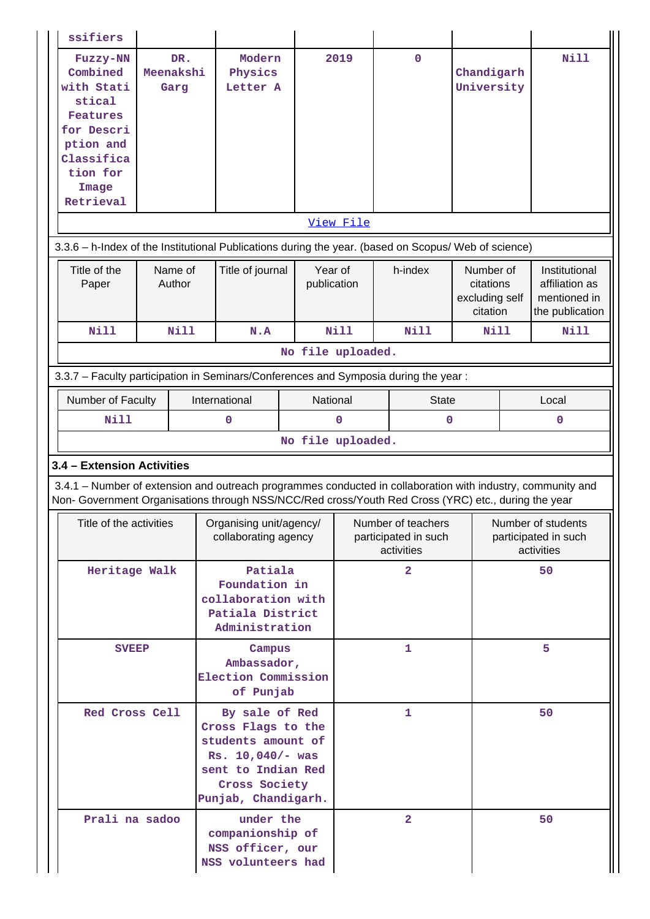| ssifiers | | | | | | |
|---|---|---|---|---|---|---|
| Fuzzy-NN Combined with Statistical Features for Description and Classification for Image Retrieval | DR. Meenakshi Garg | Modern Physics Letter A | 2019 | 0 | Chandigarh University | Nill |

[View File]

3.3.6 – h-Index of the Institutional Publications during the year. (based on Scopus/ Web of science)

| Title of the Paper | Name of Author | Title of journal | Year of publication | h-index | Number of citations excluding self citation | Institutional affiliation as mentioned in the publication |
|---|---|---|---|---|---|---|
| Nill | Nill | N.A | Nill | Nill | Nill | Nill |

No file uploaded.

3.3.7 – Faculty participation in Seminars/Conferences and Symposia during the year :

| Number of Faculty | International | National | State | Local |
|---|---|---|---|---|
| Nill | 0 | 0 | 0 | 0 |

No file uploaded.

**3.4 – Extension Activities**

3.4.1 – Number of extension and outreach programmes conducted in collaboration with industry, community and Non- Government Organisations through NSS/NCC/Red cross/Youth Red Cross (YRC) etc., during the year

| Title of the activities | Organising unit/agency/ collaborating agency | Number of teachers participated in such activities | Number of students participated in such activities |
|---|---|---|---|
| Heritage Walk | Patiala Foundation in collaboration with Patiala District Administration | 2 | 50 |
| SVEEP | Campus Ambassador, Election Commission of Punjab | 1 | 5 |
| Red Cross Cell | By sale of Red Cross Flags to the students amount of Rs. 10,040/- was sent to Indian Red Cross Society Punjab, Chandigarh. | 1 | 50 |
| Prali na sadoo | under the companionship of NSS officer, our NSS volunteers had | 2 | 50 |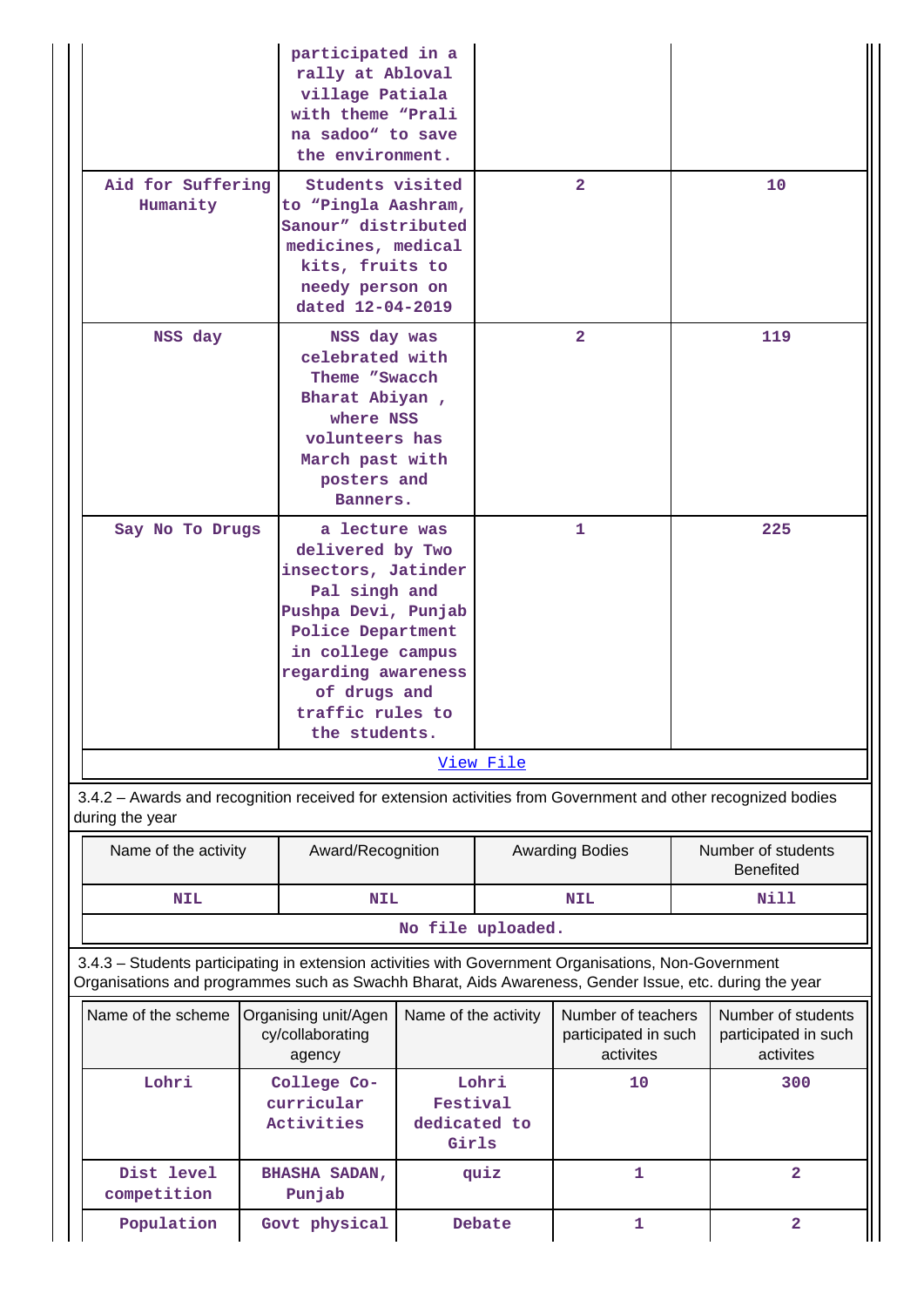| | | | |
|---|---|---|---|
| | participated in a rally at Abloval village Patiala with theme "Prali na sadoo" to save the environment. | | |
| Aid for Suffering Humanity | Students visited to "Pingla Aashram, Sanour" distributed medicines, medical kits, fruits to needy person on dated 12-04-2019 | 2 | 10 |
| NSS day | NSS day was celebrated with Theme "Swacch Bharat Abiyan , where NSS volunteers has March past with posters and Banners. | 2 | 119 |
| Say No To Drugs | a lecture was delivered by Two insectors, Jatinder Pal singh and Pushpa Devi, Punjab Police Department in college campus regarding awareness of drugs and traffic rules to the students. | 1 | 225 |

View File

3.4.2 – Awards and recognition received for extension activities from Government and other recognized bodies during the year

| Name of the activity | Award/Recognition | Awarding Bodies | Number of students Benefited |
|---|---|---|---|
| NIL | NIL | NIL | Nill |

No file uploaded.

3.4.3 – Students participating in extension activities with Government Organisations, Non-Government Organisations and programmes such as Swachh Bharat, Aids Awareness, Gender Issue, etc. during the year

| Name of the scheme | Organising unit/Agency/collaborating agency | Name of the activity | Number of teachers participated in such activites | Number of students participated in such activites |
|---|---|---|---|---|
| Lohri | College Co-curricular Activities | Lohri Festival dedicated to Girls | 10 | 300 |
| Dist level competition | BHASHA SADAN, Punjab | quiz | 1 | 2 |
| Population | Govt physical | Debate | 1 | 2 |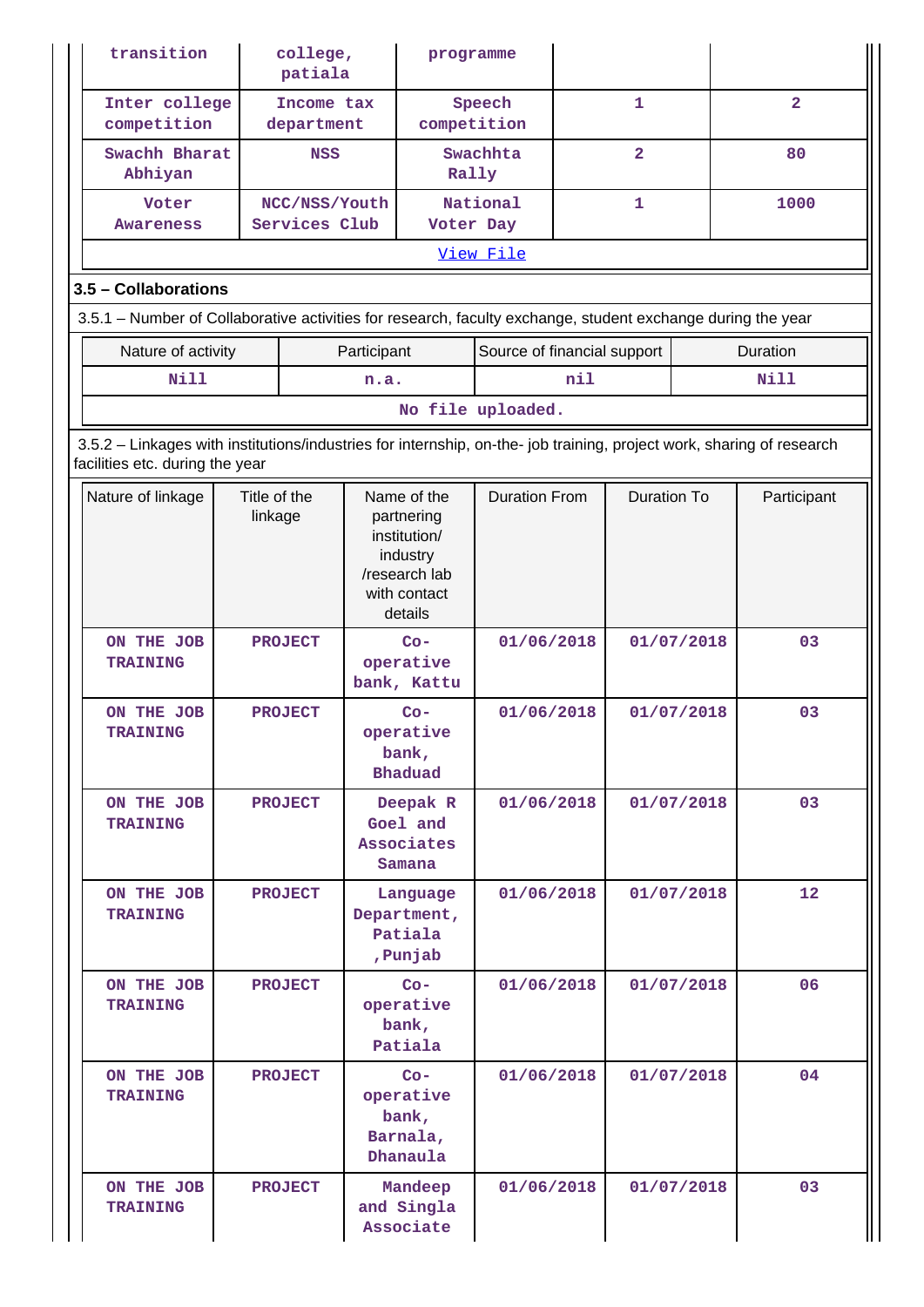| | | | | |
|---|---|---|---|---|
| transition | college, patiala | programme | | |
| Inter college competition | Income tax department | Speech competition | 1 | 2 |
| Swachh Bharat Abhiyan | NSS | Swachhta Rally | 2 | 80 |
| Voter Awareness | NCC/NSS/Youth Services Club | National Voter Day | 1 | 1000 |

View File

### 3.5 – Collaborations

3.5.1 – Number of Collaborative activities for research, faculty exchange, student exchange during the year

| Nature of activity | Participant | Source of financial support | Duration |
|---|---|---|---|
| Nill | n.a. | nil | Nill |

No file uploaded.

3.5.2 – Linkages with institutions/industries for internship, on-the- job training, project work, sharing of research facilities etc. during the year

| Nature of linkage | Title of the linkage | Name of the partnering institution/ industry /research lab with contact details | Duration From | Duration To | Participant |
|---|---|---|---|---|---|
| ON THE JOB TRAINING | PROJECT | Co-operative bank, Kattu | 01/06/2018 | 01/07/2018 | 03 |
| ON THE JOB TRAINING | PROJECT | Co-operative bank, Bhaduad | 01/06/2018 | 01/07/2018 | 03 |
| ON THE JOB TRAINING | PROJECT | Deepak R Goel and Associates Samana | 01/06/2018 | 01/07/2018 | 03 |
| ON THE JOB TRAINING | PROJECT | Language Department, Patiala ,Punjab | 01/06/2018 | 01/07/2018 | 12 |
| ON THE JOB TRAINING | PROJECT | Co-operative bank, Patiala | 01/06/2018 | 01/07/2018 | 06 |
| ON THE JOB TRAINING | PROJECT | Co-operative bank, Barnala, Dhanaula | 01/06/2018 | 01/07/2018 | 04 |
| ON THE JOB TRAINING | PROJECT | Mandeep and Singla Associate | 01/06/2018 | 01/07/2018 | 03 |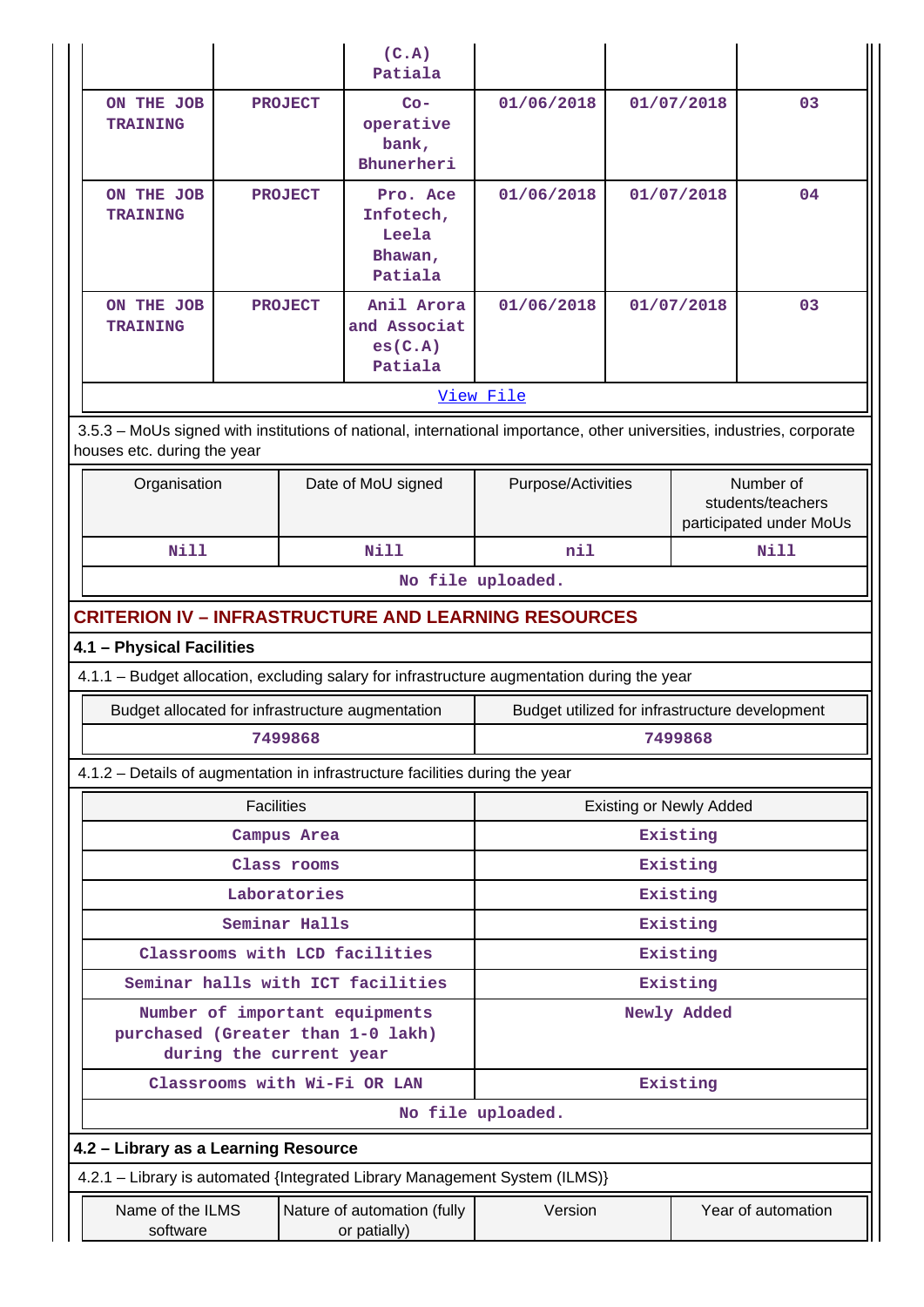|  |  | (C.A) Patiala |  |  |  |
|---|---|---|---|---|---|
| ON THE JOB TRAINING | PROJECT | Co-operative bank, Bhunerheri | 01/06/2018 | 01/07/2018 | 03 |
| ON THE JOB TRAINING | PROJECT | Pro. Ace Infotech, Leela Bhawan, Patiala | 01/06/2018 | 01/07/2018 | 04 |
| ON THE JOB TRAINING | PROJECT | Anil Arora and Associates(C.A) Patiala | 01/06/2018 | 01/07/2018 | 03 |

View File

3.5.3 – MoUs signed with institutions of national, international importance, other universities, industries, corporate houses etc. during the year

| Organisation | Date of MoU signed | Purpose/Activities | Number of students/teachers participated under MoUs |
|---|---|---|---|
| Nill | Nill | nil | Nill |

No file uploaded.

## CRITERION IV – INFRASTRUCTURE AND LEARNING RESOURCES

### 4.1 – Physical Facilities

4.1.1 – Budget allocation, excluding salary for infrastructure augmentation during the year

| Budget allocated for infrastructure augmentation | Budget utilized for infrastructure development |
|---|---|
| 7499868 | 7499868 |

4.1.2 – Details of augmentation in infrastructure facilities during the year

| Facilities | Existing or Newly Added |
|---|---|
| Campus Area | Existing |
| Class rooms | Existing |
| Laboratories | Existing |
| Seminar Halls | Existing |
| Classrooms with LCD facilities | Existing |
| Seminar halls with ICT facilities | Existing |
| Number of important equipments purchased (Greater than 1-0 lakh) during the current year | Newly Added |
| Classrooms with Wi-Fi OR LAN | Existing |

No file uploaded.

### 4.2 – Library as a Learning Resource

4.2.1 – Library is automated {Integrated Library Management System (ILMS)}

| Name of the ILMS software | Nature of automation (fully or patially) | Version | Year of automation |
|---|---|---|---|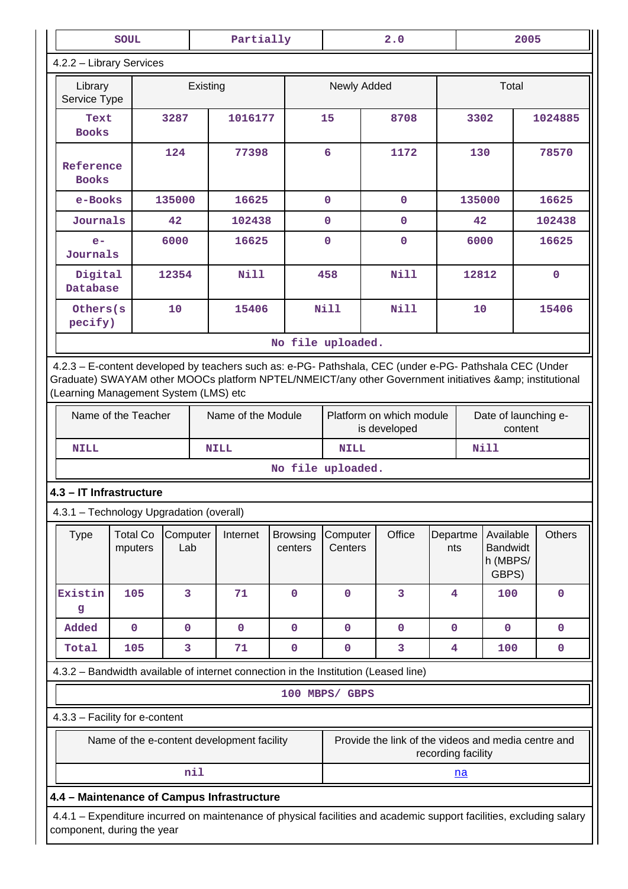| SOUL | Partially | 2.0 | 2005 |
|---|---|---|---|

4.2.2 – Library Services

| Library Service Type | Existing | | Newly Added | | Total | |
|---|---|---|---|---|---|---|
| Text Books | 3287 | 1016177 | 15 | 8708 | 3302 | 1024885 |
| Reference Books | 124 | 77398 | 6 | 1172 | 130 | 78570 |
| e-Books | 135000 | 16625 | 0 | 0 | 135000 | 16625 |
| Journals | 42 | 102438 | 0 | 0 | 42 | 102438 |
| e-Journals | 6000 | 16625 | 0 | 0 | 6000 | 16625 |
| Digital Database | 12354 | Nill | 458 | Nill | 12812 | 0 |
| Others(specify) | 10 | 15406 | Nill | Nill | 10 | 15406 |

No file uploaded.

4.2.3 – E-content developed by teachers such as: e-PG- Pathshala, CEC (under e-PG- Pathshala CEC (Under Graduate) SWAYAM other MOOCs platform NPTEL/NMEICT/any other Government initiatives &amp; institutional (Learning Management System (LMS) etc

| Name of the Teacher | Name of the Module | Platform on which module is developed | Date of launching e-content |
|---|---|---|---|
| NILL | NILL | NILL | Nill |

No file uploaded.

## 4.3 – IT Infrastructure

4.3.1 – Technology Upgradation (overall)

| Type | Total Computers | Computer Lab | Internet | Browsing centers | Computer Centers | Office | Departments | Available Bandwidth (MBPS/ GBPS) | Others |
|---|---|---|---|---|---|---|---|---|---|
| Existing | 105 | 3 | 71 | 0 | 0 | 3 | 4 | 100 | 0 |
| Added | 0 | 0 | 0 | 0 | 0 | 0 | 0 | 0 | 0 |
| Total | 105 | 3 | 71 | 0 | 0 | 3 | 4 | 100 | 0 |

4.3.2 – Bandwidth available of internet connection in the Institution (Leased line)

100 MBPS/ GBPS

4.3.3 – Facility for e-content

| Name of the e-content development facility | Provide the link of the videos and media centre and recording facility |
|---|---|
| nil | na |

## 4.4 – Maintenance of Campus Infrastructure

4.4.1 – Expenditure incurred on maintenance of physical facilities and academic support facilities, excluding salary component, during the year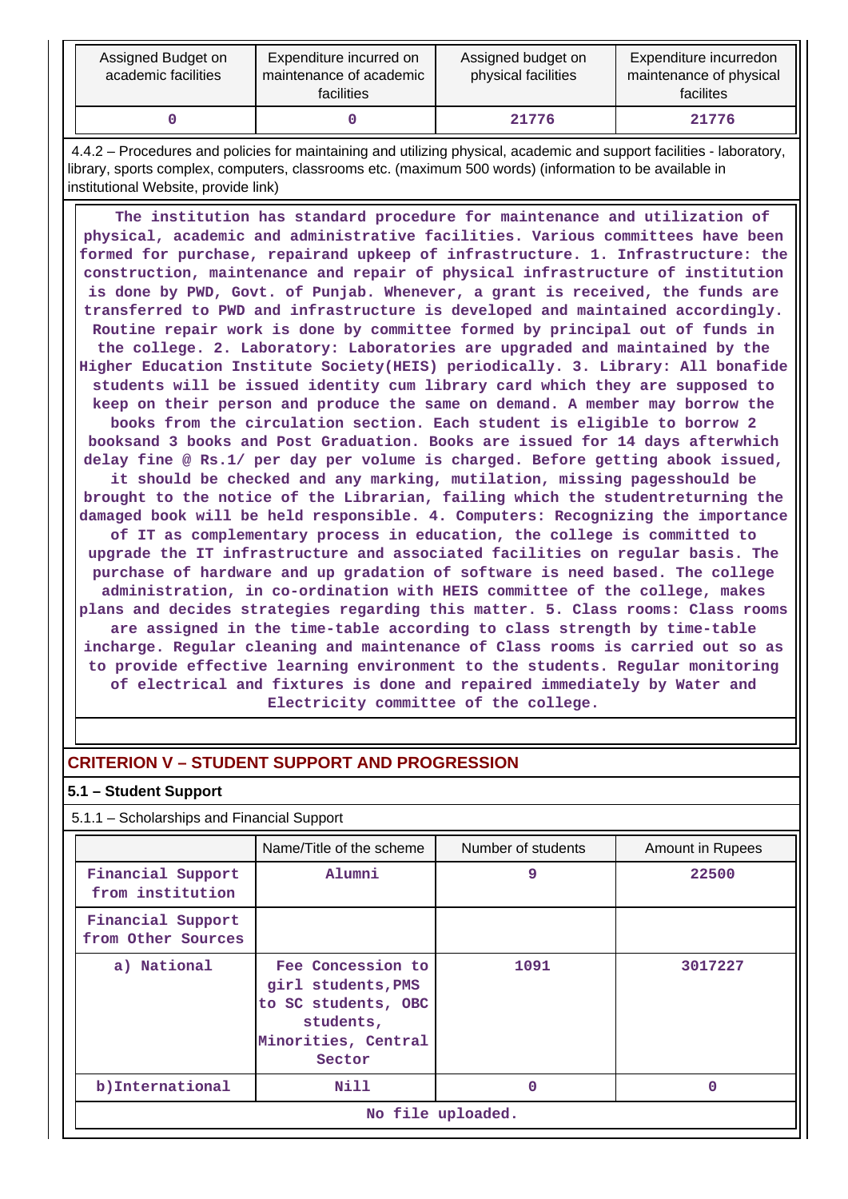| Assigned Budget on academic facilities | Expenditure incurred on maintenance of academic facilities | Assigned budget on physical facilities | Expenditure incurredon maintenance of physical facilites |
|---|---|---|---|
| 0 | 0 | 21776 | 21776 |

4.4.2 – Procedures and policies for maintaining and utilizing physical, academic and support facilities - laboratory, library, sports complex, computers, classrooms etc. (maximum 500 words) (information to be available in institutional Website, provide link)

The institution has standard procedure for maintenance and utilization of physical, academic and administrative facilities. Various committees have been formed for purchase, repairand upkeep of infrastructure. 1. Infrastructure: the construction, maintenance and repair of physical infrastructure of institution is done by PWD, Govt. of Punjab. Whenever, a grant is received, the funds are transferred to PWD and infrastructure is developed and maintained accordingly. Routine repair work is done by committee formed by principal out of funds in the college. 2. Laboratory: Laboratories are upgraded and maintained by the Higher Education Institute Society(HEIS) periodically. 3. Library: All bonafide students will be issued identity cum library card which they are supposed to keep on their person and produce the same on demand. A member may borrow the books from the circulation section. Each student is eligible to borrow 2 booksand 3 books and Post Graduation. Books are issued for 14 days afterwhich delay fine @ Rs.1/ per day per volume is charged. Before getting abook issued, it should be checked and any marking, mutilation, missing pagesshould be brought to the notice of the Librarian, failing which the studentreturning the damaged book will be held responsible. 4. Computers: Recognizing the importance of IT as complementary process in education, the college is committed to upgrade the IT infrastructure and associated facilities on regular basis. The purchase of hardware and up gradation of software is need based. The college administration, in co-ordination with HEIS committee of the college, makes plans and decides strategies regarding this matter. 5. Class rooms: Class rooms are assigned in the time-table according to class strength by time-table incharge. Regular cleaning and maintenance of Class rooms is carried out so as to provide effective learning environment to the students. Regular monitoring of electrical and fixtures is done and repaired immediately by Water and Electricity committee of the college.

## CRITERION V – STUDENT SUPPORT AND PROGRESSION

### 5.1 – Student Support

5.1.1 – Scholarships and Financial Support

| | Name/Title of the scheme | Number of students | Amount in Rupees |
|---|---|---|---|
| Financial Support from institution | Alumni | 9 | 22500 |
| Financial Support from Other Sources | | | |
| a) National | Fee Concession to girl students,PMS to SC students, OBC students, Minorities, Central Sector | 1091 | 3017227 |
| b)International | Nill | 0 | 0 |

No file uploaded.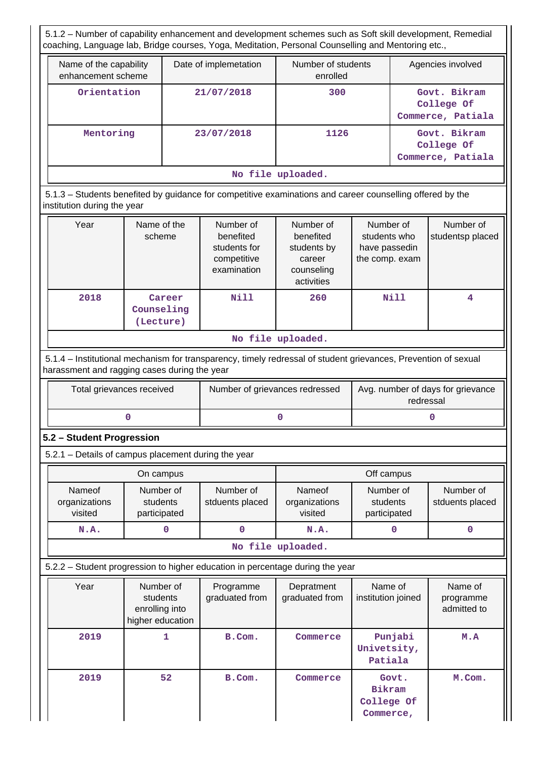5.1.2 – Number of capability enhancement and development schemes such as Soft skill development, Remedial coaching, Language lab, Bridge courses, Yoga, Meditation, Personal Counselling and Mentoring etc.,

| Name of the capability enhancement scheme | Date of implemetation | Number of students enrolled | Agencies involved |
|---|---|---|---|
| Orientation | 21/07/2018 | 300 | Govt. Bikram College Of Commerce, Patiala |
| Mentoring | 23/07/2018 | 1126 | Govt. Bikram College Of Commerce, Patiala |

No file uploaded.

5.1.3 – Students benefited by guidance for competitive examinations and career counselling offered by the institution during the year

| Year | Name of the scheme | Number of benefited students for competitive examination | Number of benefited students by career counseling activities | Number of students who have passedin the comp. exam | Number of studentsp placed |
|---|---|---|---|---|---|
| 2018 | Career Counseling (Lecture) | Nill | 260 | Nill | 4 |

No file uploaded.

5.1.4 – Institutional mechanism for transparency, timely redressal of student grievances, Prevention of sexual harassment and ragging cases during the year

| Total grievances received | Number of grievances redressed | Avg. number of days for grievance redressal |
|---|---|---|
| 0 | 0 | 0 |

**5.2 – Student Progression**

5.2.1 – Details of campus placement during the year

| On campus | | | Off campus | | |
|---|---|---|---|---|---|
| Nameof organizations visited | Number of students participated | Number of stduents placed | Nameof organizations visited | Number of students participated | Number of stduents placed |
| N.A. | 0 | 0 | N.A. | 0 | 0 |

No file uploaded.

5.2.2 – Student progression to higher education in percentage during the year

| Year | Number of students enrolling into higher education | Programme graduated from | Depratment graduated from | Name of institution joined | Name of programme admitted to |
|---|---|---|---|---|---|
| 2019 | 1 | B.Com. | Commerce | Punjabi Univetsity, Patiala | M.A |
| 2019 | 52 | B.Com. | Commerce | Govt. Bikram College Of Commerce, | M.Com. |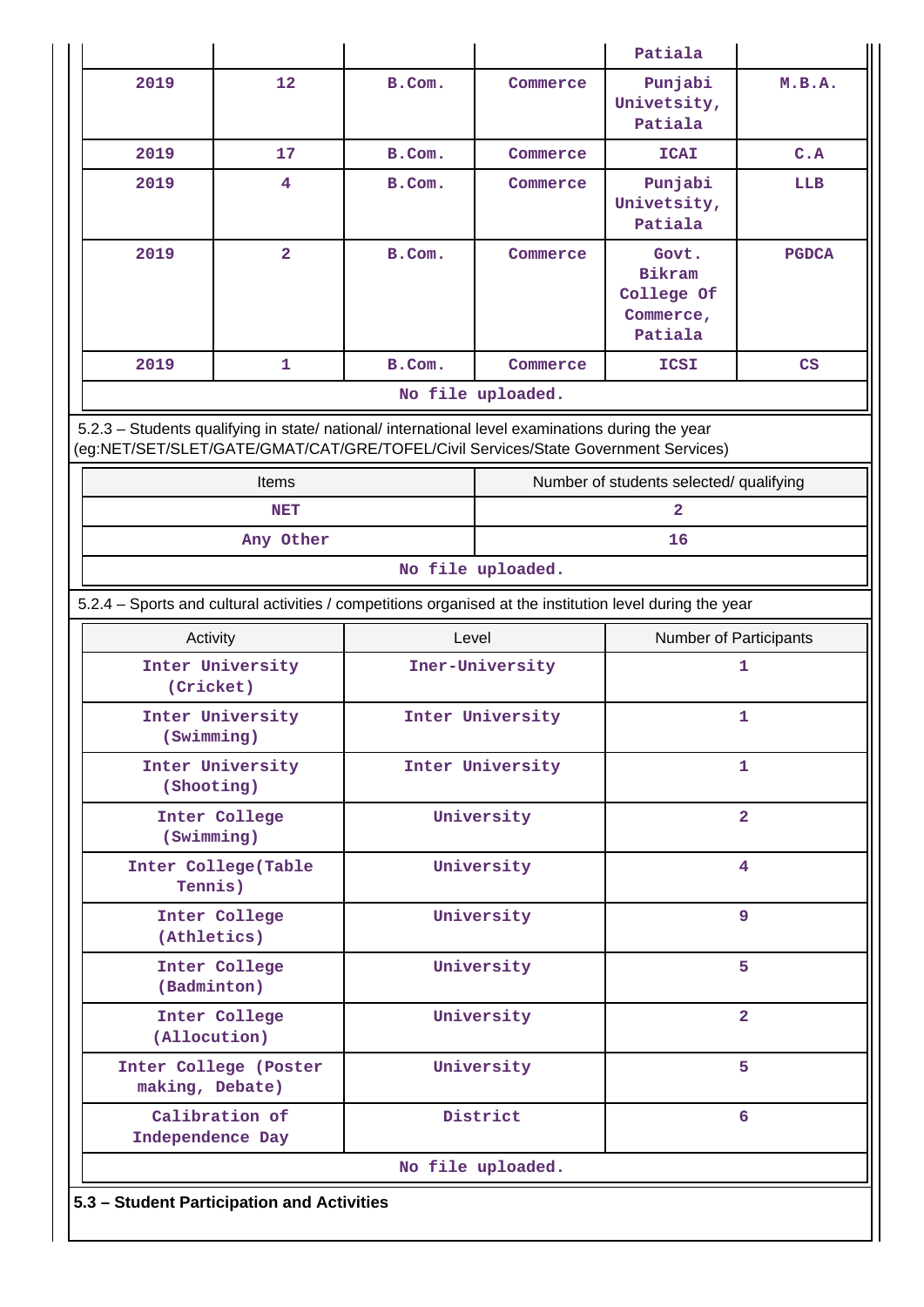| | | | | Patiala | |
|---|---|---|---|---|---|
| 2019 | 12 | B.Com. | Commerce | Punjabi Univetsity, Patiala | M.B.A. |
| 2019 | 17 | B.Com. | Commerce | ICAI | C.A |
| 2019 | 4 | B.Com. | Commerce | Punjabi Univetsity, Patiala | LLB |
| 2019 | 2 | B.Com. | Commerce | Govt. Bikram College Of Commerce, Patiala | PGDCA |
| 2019 | 1 | B.Com. | Commerce | ICSI | CS |

No file uploaded.

5.2.3 – Students qualifying in state/ national/ international level examinations during the year (eg:NET/SET/SLET/GATE/GMAT/CAT/GRE/TOFEL/Civil Services/State Government Services)

| Items | Number of students selected/ qualifying |
|---|---|
| NET | 2 |
| Any Other | 16 |

No file uploaded.

5.2.4 – Sports and cultural activities / competitions organised at the institution level during the year

| Activity | Level | Number of Participants |
|---|---|---|
| Inter University (Cricket) | Iner-University | 1 |
| Inter University (Swimming) | Inter University | 1 |
| Inter University (Shooting) | Inter University | 1 |
| Inter College (Swimming) | University | 2 |
| Inter College(Table Tennis) | University | 4 |
| Inter College (Athletics) | University | 9 |
| Inter College (Badminton) | University | 5 |
| Inter College (Allocution) | University | 2 |
| Inter College (Poster making, Debate) | University | 5 |
| Calibration of Independence Day | District | 6 |

No file uploaded.

**5.3 – Student Participation and Activities**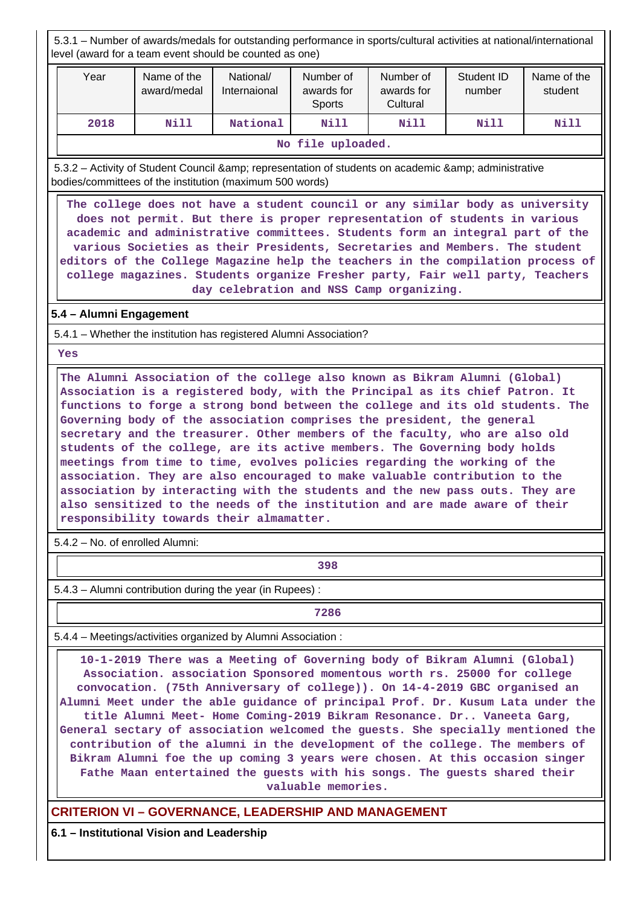5.3.1 – Number of awards/medals for outstanding performance in sports/cultural activities at national/international level (award for a team event should be counted as one)

| Year | Name of the award/medal | National/ Internaional | Number of awards for Sports | Number of awards for Cultural | Student ID number | Name of the student |
|---|---|---|---|---|---|---|
| 2018 | Nill | National | Nill | Nill | Nill | Nill |
| No file uploaded. | | | | | | |

5.3.2 – Activity of Student Council &amp; representation of students on academic &amp; administrative bodies/committees of the institution (maximum 500 words)

The college does not have a student council or any similar body as university does not permit. But there is proper representation of students in various academic and administrative committees. Students form an integral part of the various Societies as their Presidents, Secretaries and Members. The student editors of the College Magazine help the teachers in the compilation process of college magazines. Students organize Fresher party, Fair well party, Teachers day celebration and NSS Camp organizing.

**5.4 – Alumni Engagement**

5.4.1 – Whether the institution has registered Alumni Association?

Yes

The Alumni Association of the college also known as Bikram Alumni (Global) Association is a registered body, with the Principal as its chief Patron. It functions to forge a strong bond between the college and its old students. The Governing body of the association comprises the president, the general secretary and the treasurer. Other members of the faculty, who are also old students of the college, are its active members. The Governing body holds meetings from time to time, evolves policies regarding the working of the association. They are also encouraged to make valuable contribution to the association by interacting with the students and the new pass outs. They are also sensitized to the needs of the institution and are made aware of their responsibility towards their almamatter.

5.4.2 – No. of enrolled Alumni:

398

5.4.3 – Alumni contribution during the year (in Rupees) :

7286

5.4.4 – Meetings/activities organized by Alumni Association :

10-1-2019 There was a Meeting of Governing body of Bikram Alumni (Global) Association. association Sponsored momentous worth rs. 25000 for college convocation. (75th Anniversary of college)). On 14-4-2019 GBC organised an Alumni Meet under the able guidance of principal Prof. Dr. Kusum Lata under the title Alumni Meet- Home Coming-2019 Bikram Resonance. Dr.. Vaneeta Garg, General sectary of association welcomed the guests. She specially mentioned the contribution of the alumni in the development of the college. The members of Bikram Alumni foe the up coming 3 years were chosen. At this occasion singer Fathe Maan entertained the guests with his songs. The guests shared their valuable memories.

## CRITERION VI – GOVERNANCE, LEADERSHIP AND MANAGEMENT

**6.1 – Institutional Vision and Leadership**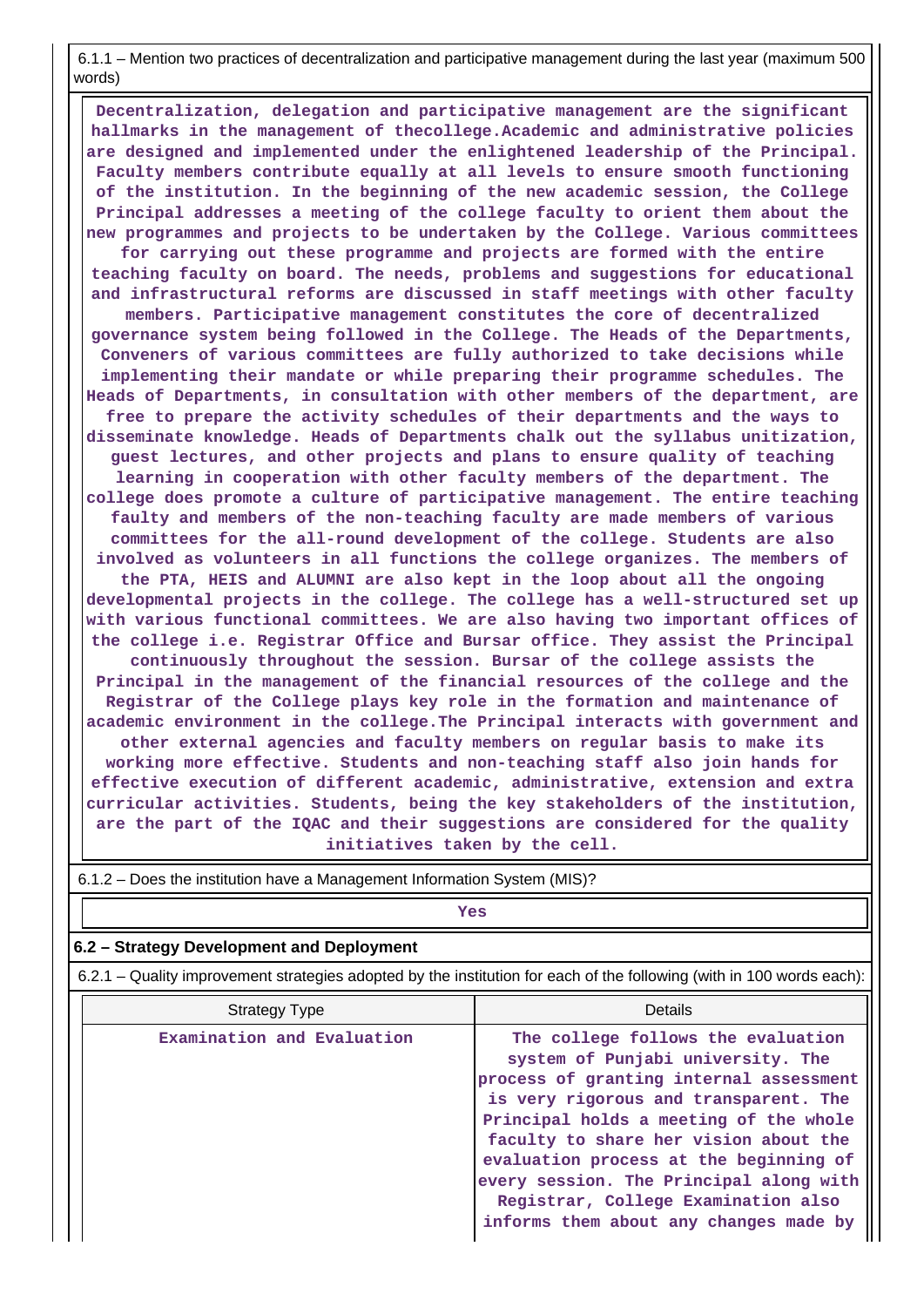6.1.1 – Mention two practices of decentralization and participative management during the last year (maximum 500 words)

**Decentralization, delegation and participative management are the significant hallmarks in the management of thecollege.Academic and administrative policies are designed and implemented under the enlightened leadership of the Principal. Faculty members contribute equally at all levels to ensure smooth functioning of the institution. In the beginning of the new academic session, the College Principal addresses a meeting of the college faculty to orient them about the new programmes and projects to be undertaken by the College. Various committees for carrying out these programme and projects are formed with the entire teaching faculty on board. The needs, problems and suggestions for educational and infrastructural reforms are discussed in staff meetings with other faculty members. Participative management constitutes the core of decentralized governance system being followed in the College. The Heads of the Departments, Conveners of various committees are fully authorized to take decisions while implementing their mandate or while preparing their programme schedules. The Heads of Departments, in consultation with other members of the department, are free to prepare the activity schedules of their departments and the ways to disseminate knowledge. Heads of Departments chalk out the syllabus unitization, guest lectures, and other projects and plans to ensure quality of teaching learning in cooperation with other faculty members of the department. The college does promote a culture of participative management. The entire teaching faulty and members of the non-teaching faculty are made members of various committees for the all-round development of the college. Students are also involved as volunteers in all functions the college organizes. The members of the PTA, HEIS and ALUMNI are also kept in the loop about all the ongoing developmental projects in the college. The college has a well-structured set up with various functional committees. We are also having two important offices of the college i.e. Registrar Office and Bursar office. They assist the Principal continuously throughout the session. Bursar of the college assists the Principal in the management of the financial resources of the college and the Registrar of the College plays key role in the formation and maintenance of academic environment in the college.The Principal interacts with government and other external agencies and faculty members on regular basis to make its working more effective. Students and non-teaching staff also join hands for effective execution of different academic, administrative, extension and extra curricular activities. Students, being the key stakeholders of the institution, are the part of the IQAC and their suggestions are considered for the quality initiatives taken by the cell.**

6.1.2 – Does the institution have a Management Information System (MIS)?

**Yes**

## 6.2 – Strategy Development and Deployment

6.2.1 – Quality improvement strategies adopted by the institution for each of the following (with in 100 words each):

| Strategy Type | Details |
|---|---|
| Examination and Evaluation | The college follows the evaluation system of Punjabi university. The process of granting internal assessment is very rigorous and transparent. The Principal holds a meeting of the whole faculty to share her vision about the evaluation process at the beginning of every session. The Principal along with Registrar, College Examination also informs them about any changes made by |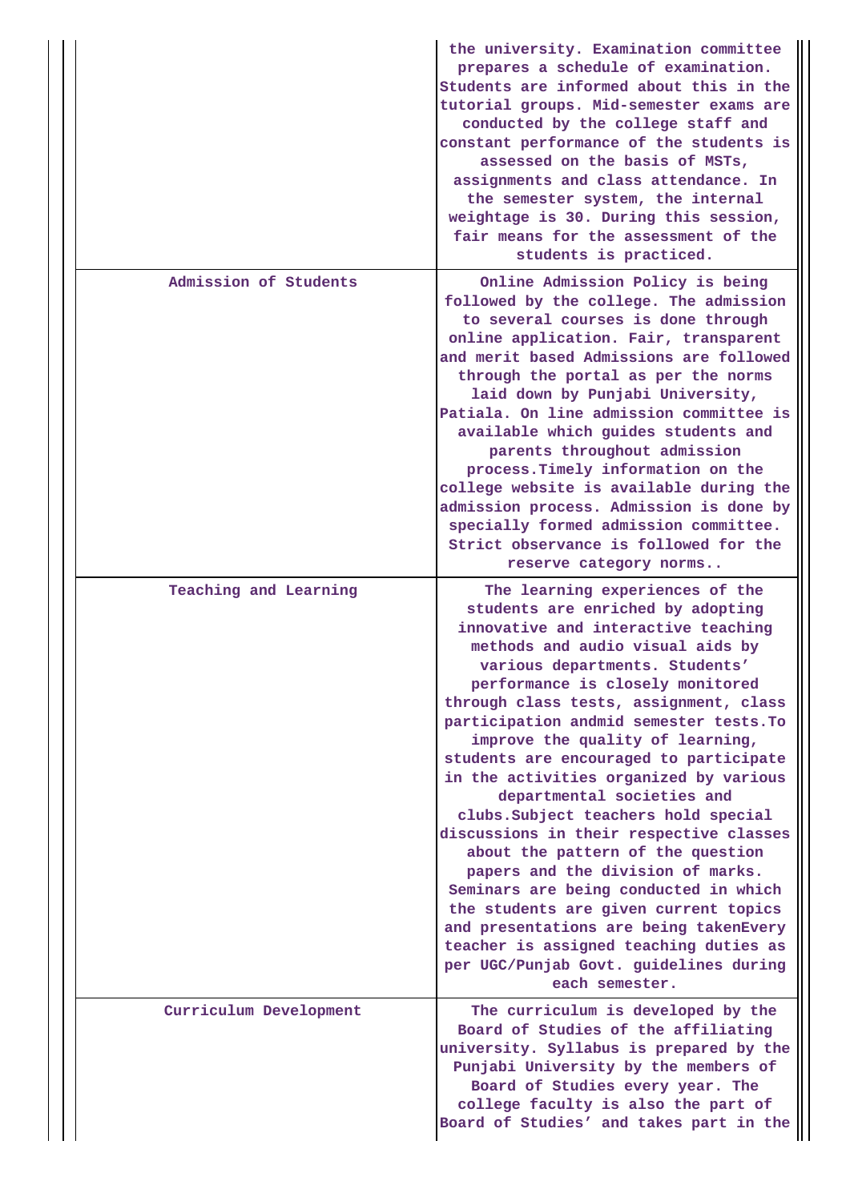|  |  |
|---|---|
|  | the university. Examination committee prepares a schedule of examination. Students are informed about this in the tutorial groups. Mid-semester exams are conducted by the college staff and constant performance of the students is assessed on the basis of MSTs, assignments and class attendance. In the semester system, the internal weightage is 30. During this session, fair means for the assessment of the students is practiced. |
| Admission of Students | Online Admission Policy is being followed by the college. The admission to several courses is done through online application. Fair, transparent and merit based Admissions are followed through the portal as per the norms laid down by Punjabi University, Patiala. On line admission committee is available which guides students and parents throughout admission process.Timely information on the college website is available during the admission process. Admission is done by specially formed admission committee. Strict observance is followed for the reserve category norms.. |
| Teaching and Learning | The learning experiences of the students are enriched by adopting innovative and interactive teaching methods and audio visual aids by various departments. Students' performance is closely monitored through class tests, assignment, class participation andmid semester tests.To improve the quality of learning, students are encouraged to participate in the activities organized by various departmental societies and clubs.Subject teachers hold special discussions in their respective classes about the pattern of the question papers and the division of marks. Seminars are being conducted in which the students are given current topics and presentations are being takenEvery teacher is assigned teaching duties as per UGC/Punjab Govt. guidelines during each semester. |
| Curriculum Development | The curriculum is developed by the Board of Studies of the affiliating university. Syllabus is prepared by the Punjabi University by the members of Board of Studies every year. The college faculty is also the part of Board of Studies' and takes part in the |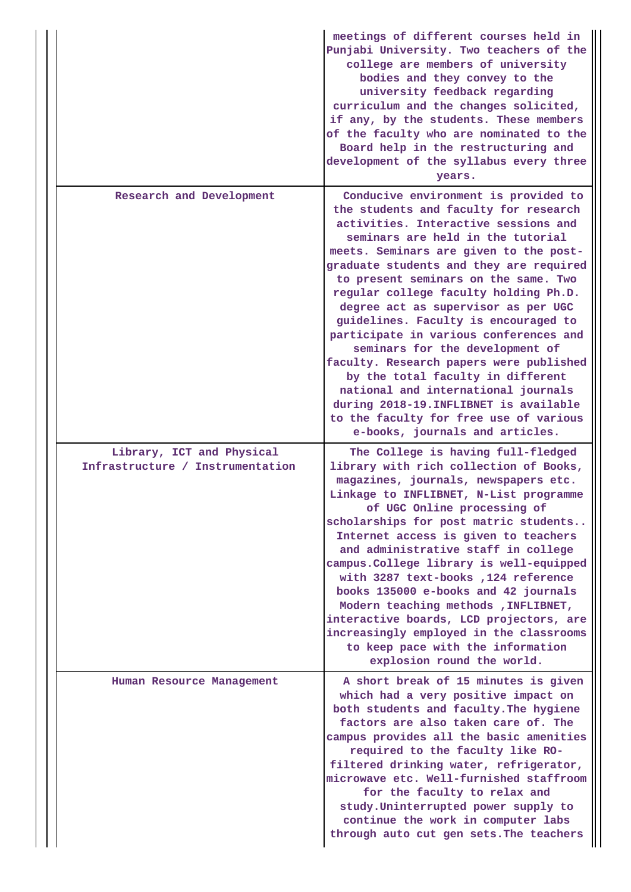| | |
|---|---|
| | meetings of different courses held in Punjabi University. Two teachers of the college are members of university bodies and they convey to the university feedback regarding curriculum and the changes solicited, if any, by the students. These members of the faculty who are nominated to the Board help in the restructuring and development of the syllabus every three years. |
| Research and Development | Conducive environment is provided to the students and faculty for research activities. Interactive sessions and seminars are held in the tutorial meets. Seminars are given to the post-graduate students and they are required to present seminars on the same. Two regular college faculty holding Ph.D. degree act as supervisor as per UGC guidelines. Faculty is encouraged to participate in various conferences and seminars for the development of faculty. Research papers were published by the total faculty in different national and international journals during 2018-19.INFLIBNET is available to the faculty for free use of various e-books, journals and articles. |
| Library, ICT and Physical Infrastructure / Instrumentation | The College is having full-fledged library with rich collection of Books, magazines, journals, newspapers etc. Linkage to INFLIBNET, N-List programme of UGC Online processing of scholarships for post matric students.. Internet access is given to teachers and administrative staff in college campus.College library is well-equipped with 3287 text-books ,124 reference books 135000 e-books and 42 journals Modern teaching methods ,INFLIBNET, interactive boards, LCD projectors, are increasingly employed in the classrooms to keep pace with the information explosion round the world. |
| Human Resource Management | A short break of 15 minutes is given which had a very positive impact on both students and faculty.The hygiene factors are also taken care of. The campus provides all the basic amenities required to the faculty like RO-filtered drinking water, refrigerator, microwave etc. Well-furnished staffroom for the faculty to relax and study.Uninterrupted power supply to continue the work in computer labs through auto cut gen sets.The teachers |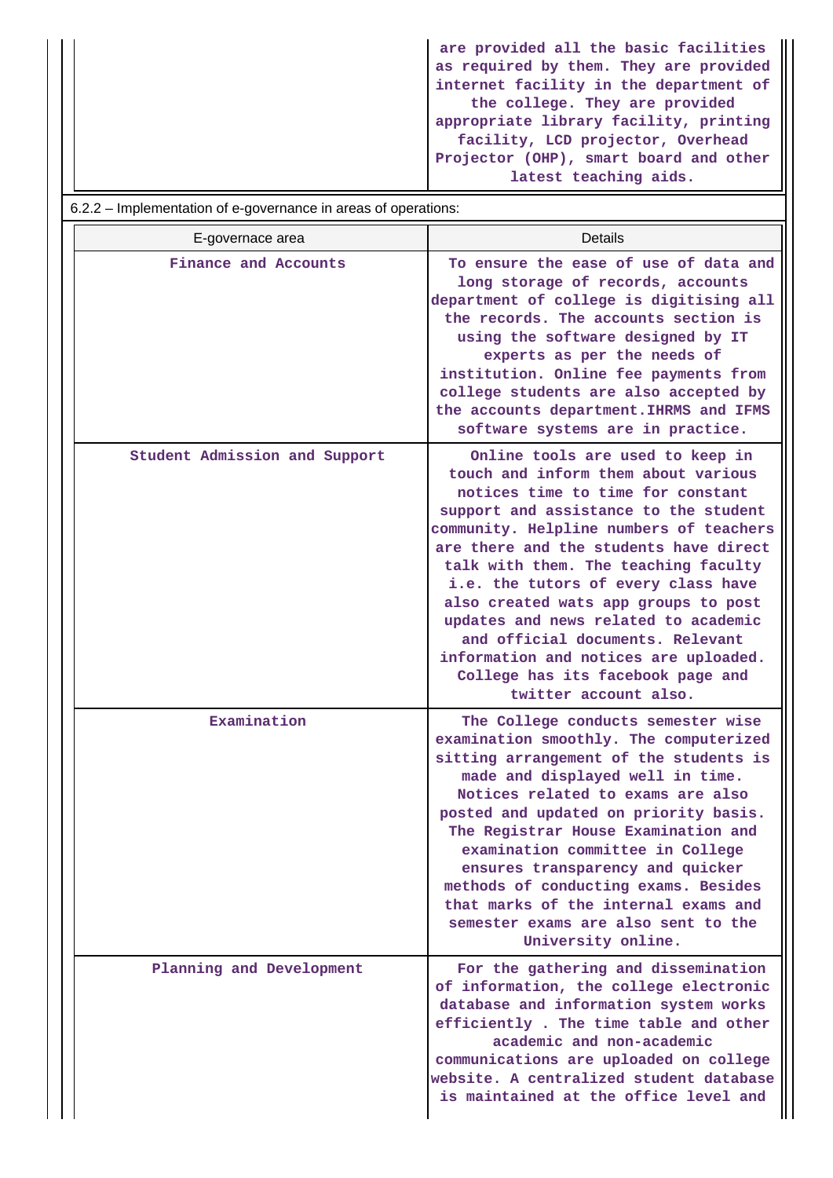| | |
|---|---|
| | are provided all the basic facilities as required by them. They are provided internet facility in the department of the college. They are provided appropriate library facility, printing facility, LCD projector, Overhead Projector (OHP), smart board and other latest teaching aids. |

6.2.2 – Implementation of e-governance in areas of operations:

| E-governace area | Details |
|---|---|
| Finance and Accounts | To ensure the ease of use of data and long storage of records, accounts department of college is digitising all the records. The accounts section is using the software designed by IT experts as per the needs of institution. Online fee payments from college students are also accepted by the accounts department.IHRMS and IFMS software systems are in practice. |
| Student Admission and Support | Online tools are used to keep in touch and inform them about various notices time to time for constant support and assistance to the student community. Helpline numbers of teachers are there and the students have direct talk with them. The teaching faculty i.e. the tutors of every class have also created wats app groups to post updates and news related to academic and official documents. Relevant information and notices are uploaded. College has its facebook page and twitter account also. |
| Examination | The College conducts semester wise examination smoothly. The computerized sitting arrangement of the students is made and displayed well in time. Notices related to exams are also posted and updated on priority basis. The Registrar House Examination and examination committee in College ensures transparency and quicker methods of conducting exams. Besides that marks of the internal exams and semester exams are also sent to the University online. |
| Planning and Development | For the gathering and dissemination of information, the college electronic database and information system works efficiently . The time table and other academic and non-academic communications are uploaded on college website. A centralized student database is maintained at the office level and |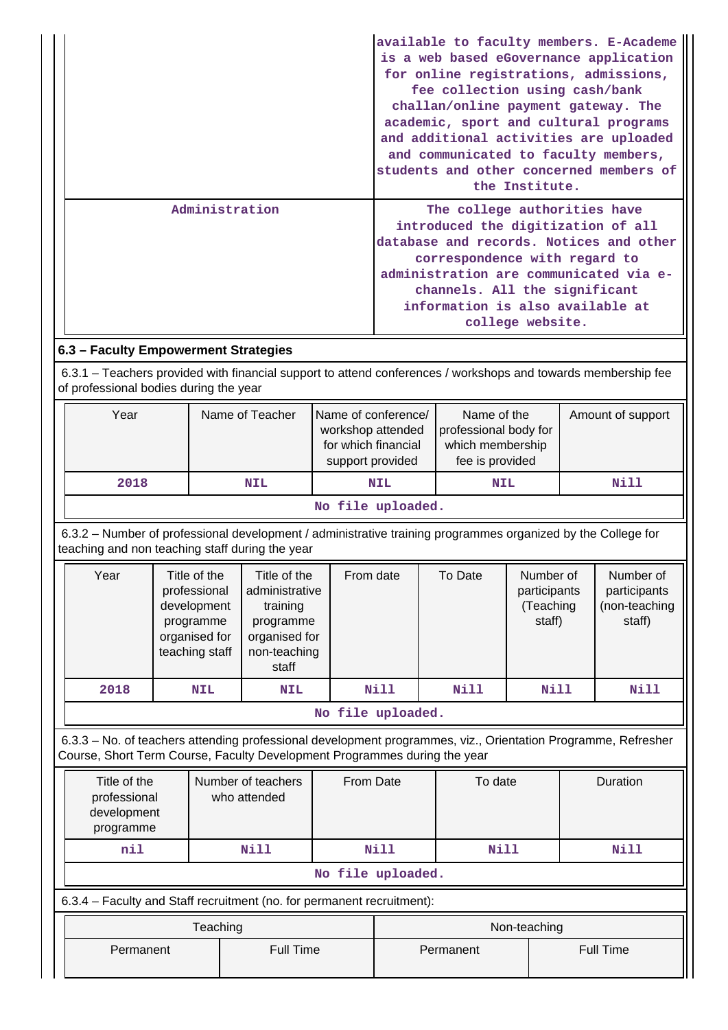| | |
|---|---|
| | available to faculty members. E-Academe is a web based eGovernance application for online registrations, admissions, fee collection using cash/bank challan/online payment gateway. The academic, sport and cultural programs and additional activities are uploaded and communicated to faculty members, students and other concerned members of the Institute. |
| Administration | The college authorities have introduced the digitization of all database and records. Notices and other correspondence with regard to administration are communicated via e-channels. All the significant information is also available at college website. |

### 6.3 – Faculty Empowerment Strategies

6.3.1 – Teachers provided with financial support to attend conferences / workshops and towards membership fee of professional bodies during the year

| Year | Name of Teacher | Name of conference/ workshop attended for which financial support provided | Name of the professional body for which membership fee is provided | Amount of support |
|---|---|---|---|---|
| 2018 | NIL | NIL | NIL | Nill |

No file uploaded.

6.3.2 – Number of professional development / administrative training programmes organized by the College for teaching and non teaching staff during the year

| Year | Title of the professional development programme organised for teaching staff | Title of the administrative training programme organised for non-teaching staff | From date | To Date | Number of participants (Teaching staff) | Number of participants (non-teaching staff) |
|---|---|---|---|---|---|---|
| 2018 | NIL | NIL | Nill | Nill | Nill | Nill |

No file uploaded.

6.3.3 – No. of teachers attending professional development programmes, viz., Orientation Programme, Refresher Course, Short Term Course, Faculty Development Programmes during the year

| Title of the professional development programme | Number of teachers who attended | From Date | To date | Duration |
|---|---|---|---|---|
| nil | Nill | Nill | Nill | Nill |

No file uploaded.

6.3.4 – Faculty and Staff recruitment (no. for permanent recruitment):

| Teaching | | Non-teaching | |
|---|---|---|---|
| Permanent | Full Time | Permanent | Full Time |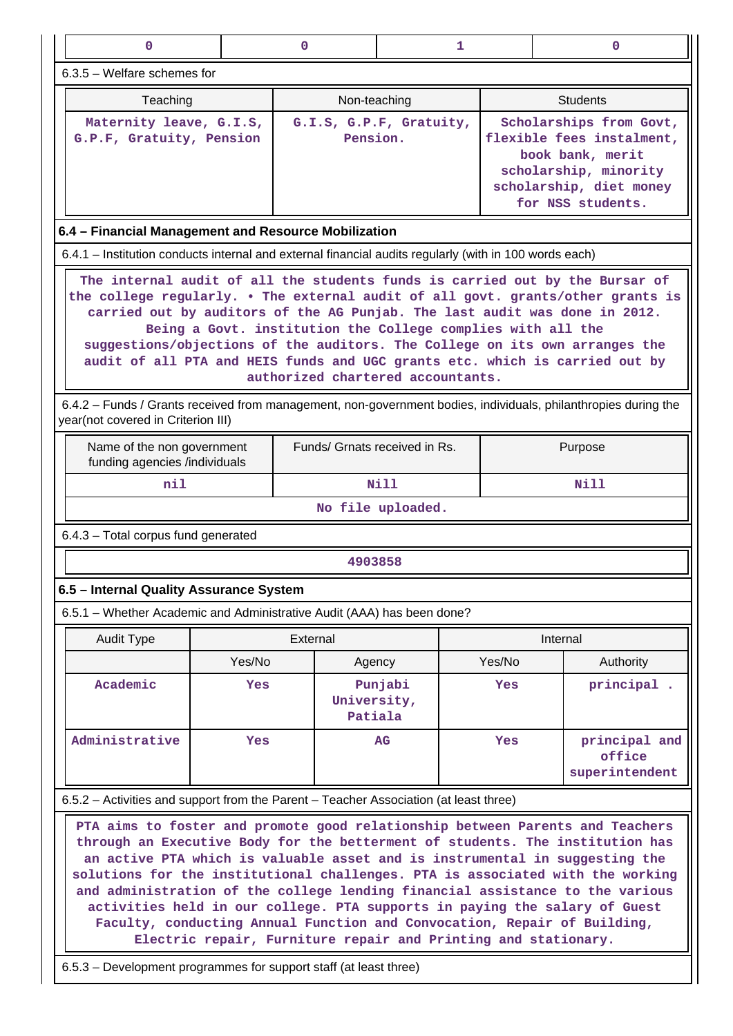| 0 | 0 | 1 | 0 |
|---|---|---|---|

6.3.5 – Welfare schemes for

| Teaching | Non-teaching | Students |
|---|---|---|
| Maternity leave, G.I.S, G.P.F, Gratuity, Pension | G.I.S, G.P.F, Gratuity, Pension. | Scholarships from Govt, flexible fees instalment, book bank, merit scholarship, minority scholarship, diet money for NSS students. |

**6.4 – Financial Management and Resource Mobilization**

6.4.1 – Institution conducts internal and external financial audits regularly (with in 100 words each)

The internal audit of all the students funds is carried out by the Bursar of the college regularly. • The external audit of all govt. grants/other grants is carried out by auditors of the AG Punjab. The last audit was done in 2012. Being a Govt. institution the College complies with all the suggestions/objections of the auditors. The College on its own arranges the audit of all PTA and HEIS funds and UGC grants etc. which is carried out by authorized chartered accountants.

6.4.2 – Funds / Grants received from management, non-government bodies, individuals, philanthropies during the year(not covered in Criterion III)

| Name of the non government funding agencies /individuals | Funds/ Grnats received in Rs. | Purpose |
|---|---|---|
| nil | Nill | Nill |
| No file uploaded. | | |

6.4.3 – Total corpus fund generated

4903858

**6.5 – Internal Quality Assurance System**

6.5.1 – Whether Academic and Administrative Audit (AAA) has been done?

| Audit Type | External | | Internal | |
|---|---|---|---|---|
| | Yes/No | Agency | Yes/No | Authority |
| Academic | Yes | Punjabi University, Patiala | Yes | principal . |
| Administrative | Yes | AG | Yes | principal and office superintendent |

6.5.2 – Activities and support from the Parent – Teacher Association (at least three)

PTA aims to foster and promote good relationship between Parents and Teachers through an Executive Body for the betterment of students. The institution has an active PTA which is valuable asset and is instrumental in suggesting the solutions for the institutional challenges. PTA is associated with the working and administration of the college lending financial assistance to the various activities held in our college. PTA supports in paying the salary of Guest Faculty, conducting Annual Function and Convocation, Repair of Building, Electric repair, Furniture repair and Printing and stationary.

6.5.3 – Development programmes for support staff (at least three)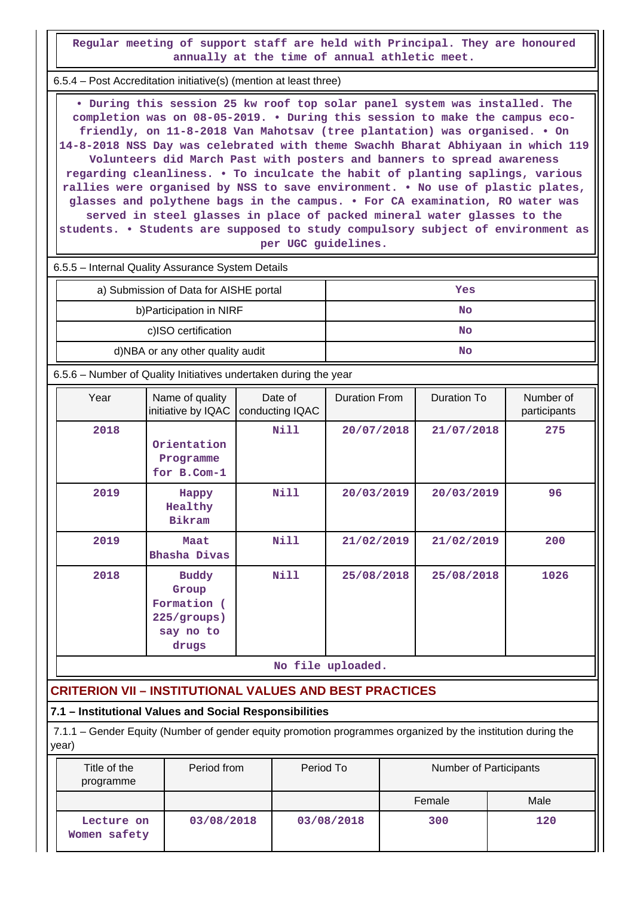Regular meeting of support staff are held with Principal. They are honoured annually at the time of annual athletic meet.

6.5.4 – Post Accreditation initiative(s) (mention at least three)

• During this session 25 kw roof top solar panel system was installed. The completion was on 08-05-2019. • During this session to make the campus eco-friendly, on 11-8-2018 Van Mahotsav (tree plantation) was organised. • On 14-8-2018 NSS Day was celebrated with theme Swachh Bharat Abhiyaan in which 119 Volunteers did March Past with posters and banners to spread awareness regarding cleanliness. • To inculcate the habit of planting saplings, various rallies were organised by NSS to save environment. • No use of plastic plates, glasses and polythene bags in the campus. • For CA examination, RO water was served in steel glasses in place of packed mineral water glasses to the students. • Students are supposed to study compulsory subject of environment as per UGC guidelines.

6.5.5 – Internal Quality Assurance System Details

| | |
|---|---|
| a) Submission of Data for AISHE portal | Yes |
| b)Participation in NIRF | No |
| c)ISO certification | No |
| d)NBA or any other quality audit | No |

6.5.6 – Number of Quality Initiatives undertaken during the year

| Year | Name of quality initiative by IQAC | Date of conducting IQAC | Duration From | Duration To | Number of participants |
|---|---|---|---|---|---|
| 2018 | Orientation Programme for B.Com-1 | Nill | 20/07/2018 | 21/07/2018 | 275 |
| 2019 | Happy Healthy Bikram | Nill | 20/03/2019 | 20/03/2019 | 96 |
| 2019 | Maat Bhasha Divas | Nill | 21/02/2019 | 21/02/2019 | 200 |
| 2018 | Buddy Group Formation ( 225/groups) say no to drugs | Nill | 25/08/2018 | 25/08/2018 | 1026 |

No file uploaded.

## CRITERION VII – INSTITUTIONAL VALUES AND BEST PRACTICES

### 7.1 – Institutional Values and Social Responsibilities

7.1.1 – Gender Equity (Number of gender equity promotion programmes organized by the institution during the year)

| Title of the programme | Period from | Period To | Number of Participants | |
|---|---|---|---|---|
| | | | Female | Male |
| Lecture on Women safety | 03/08/2018 | 03/08/2018 | 300 | 120 |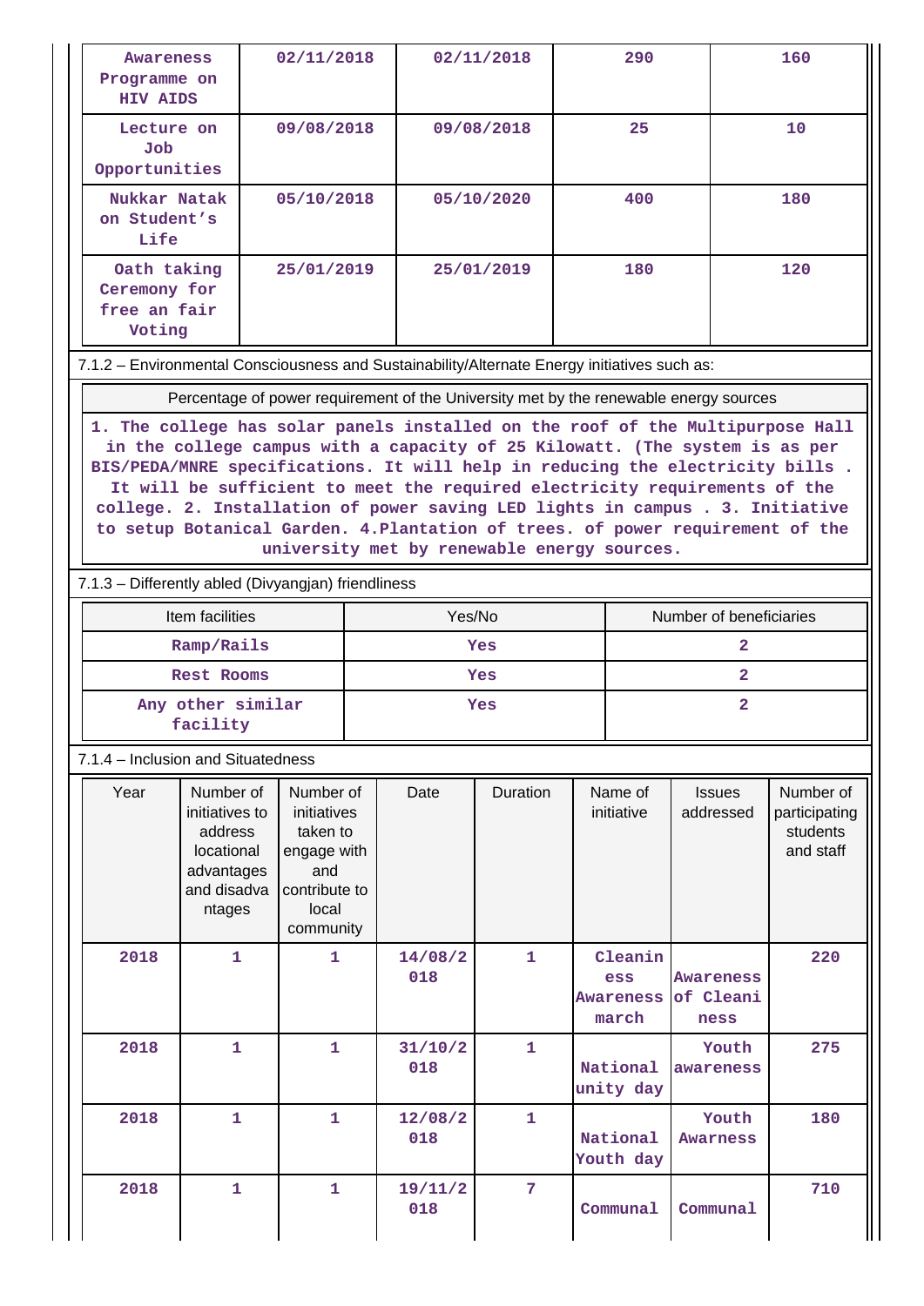| Awareness Programme on HIV AIDS | 02/11/2018 | 02/11/2018 | 290 | 160 |
|---|---|---|---|---|
| Lecture on Job Opportunities | 09/08/2018 | 09/08/2018 | 25 | 10 |
| Nukkar Natak on Student's Life | 05/10/2018 | 05/10/2020 | 400 | 180 |
| Oath taking Ceremony for free an fair Voting | 25/01/2019 | 25/01/2019 | 180 | 120 |

7.1.2 – Environmental Consciousness and Sustainability/Alternate Energy initiatives such as:

| Percentage of power requirement of the University met by the renewable energy sources |
|---|
| 1. The college has solar panels installed on the roof of the Multipurpose Hall in the college campus with a capacity of 25 Kilowatt. (The system is as per BIS/PEDA/MNRE specifications. It will help in reducing the electricity bills . It will be sufficient to meet the required electricity requirements of the college. 2. Installation of power saving LED lights in campus . 3. Initiative to setup Botanical Garden. 4.Plantation of trees. of power requirement of the university met by renewable energy sources. |

7.1.3 – Differently abled (Divyangjan) friendliness

| Item facilities | Yes/No | Number of beneficiaries |
|---|---|---|
| Ramp/Rails | Yes | 2 |
| Rest Rooms | Yes | 2 |
| Any other similar facility | Yes | 2 |

7.1.4 – Inclusion and Situatedness

| Year | Number of initiatives to address locational advantages and disadvantages | Number of initiatives taken to engage with and contribute to local community | Date | Duration | Name of initiative | Issues addressed | Number of participating students and staff |
|---|---|---|---|---|---|---|---|
| 2018 | 1 | 1 | 14/08/2018 | 1 | Cleaniness Awareness march | Awareness of Cleaniness | 220 |
| 2018 | 1 | 1 | 31/10/2018 | 1 | National unity day | Youth awareness | 275 |
| 2018 | 1 | 1 | 12/08/2018 | 1 | National Youth day | Youth Awarness | 180 |
| 2018 | 1 | 1 | 19/11/2018 | 7 | Communal | Communal | 710 |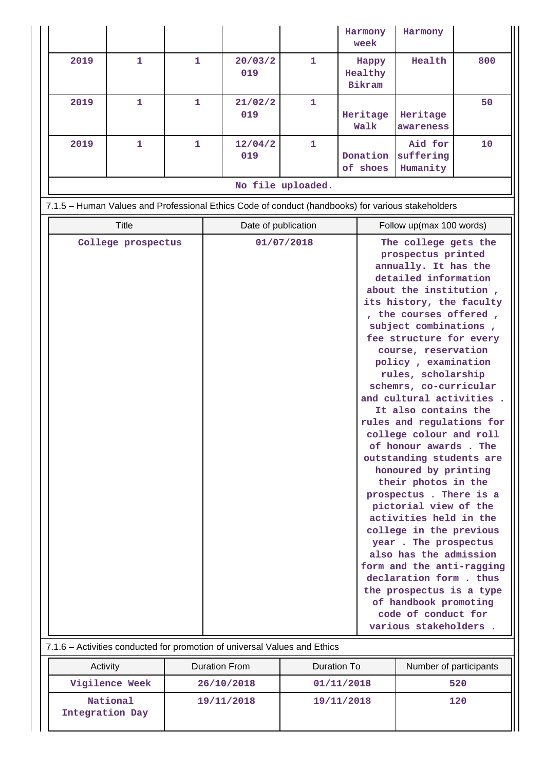|  |  |  |  |  | Harmony week | Harmony |  |
|---|---|---|---|---|---|---|---|
| 2019 | 1 | 1 | 20/03/2019 | 1 | Happy Healthy Bikram | Health | 800 |
| 2019 | 1 | 1 | 21/02/2019 | 1 | Heritage Walk | Heritage awareness | 50 |
| 2019 | 1 | 1 | 12/04/2019 | 1 | Donation of shoes | Aid for suffering Humanity | 10 |

No file uploaded.

7.1.5 – Human Values and Professional Ethics Code of conduct (handbooks) for various stakeholders

| Title | Date of publication | Follow up(max 100 words) |
|---|---|---|
| College prospectus | 01/07/2018 | The college gets the prospectus printed annually. It has the detailed information about the institution , its history, the faculty , the courses offered , subject combinations , fee structure for every course, reservation policy , examination rules, scholarship schemrs, co-curricular and cultural activities . It also contains the rules and regulations for college colour and roll of honour awards . The outstanding students are honoured by printing their photos in the prospectus . There is a pictorial view of the activities held in the college in the previous year . The prospectus also has the admission form and the anti-ragging declaration form . thus the prospectus is a type of handbook promoting code of conduct for various stakeholders . |

7.1.6 – Activities conducted for promotion of universal Values and Ethics

| Activity | Duration From | Duration To | Number of participants |
|---|---|---|---|
| Vigilence Week | 26/10/2018 | 01/11/2018 | 520 |
| National Integration Day | 19/11/2018 | 19/11/2018 | 120 |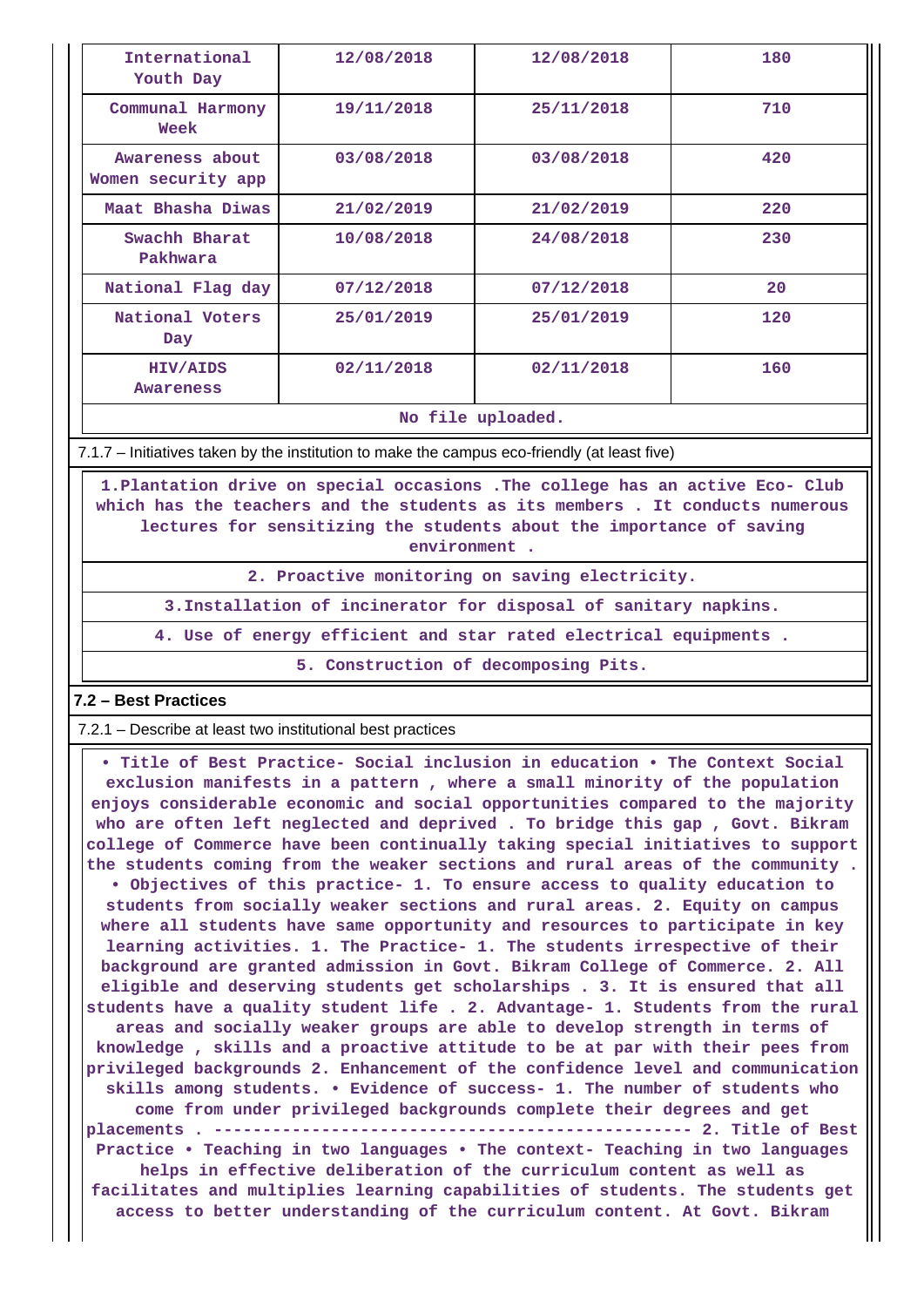| International Youth Day | 12/08/2018 | 12/08/2018 | 180 |
|---|---|---|---|
| Communal Harmony Week | 19/11/2018 | 25/11/2018 | 710 |
| Awareness about Women security app | 03/08/2018 | 03/08/2018 | 420 |
| Maat Bhasha Diwas | 21/02/2019 | 21/02/2019 | 220 |
| Swachh Bharat Pakhwara | 10/08/2018 | 24/08/2018 | 230 |
| National Flag day | 07/12/2018 | 07/12/2018 | 20 |
| National Voters Day | 25/01/2019 | 25/01/2019 | 120 |
| HIV/AIDS Awareness | 02/11/2018 | 02/11/2018 | 160 |

No file uploaded.

7.1.7 – Initiatives taken by the institution to make the campus eco-friendly (at least five)

1.Plantation drive on special occasions .The college has an active Eco- Club which has the teachers and the students as its members . It conducts numerous lectures for sensitizing the students about the importance of saving environment .

2. Proactive monitoring on saving electricity.

3.Installation of incinerator for disposal of sanitary napkins.

4. Use of energy efficient and star rated electrical equipments .

5. Construction of decomposing Pits.

### 7.2 – Best Practices

7.2.1 – Describe at least two institutional best practices

• Title of Best Practice- Social inclusion in education • The Context Social exclusion manifests in a pattern , where a small minority of the population enjoys considerable economic and social opportunities compared to the majority who are often left neglected and deprived . To bridge this gap , Govt. Bikram college of Commerce have been continually taking special initiatives to support the students coming from the weaker sections and rural areas of the community . • Objectives of this practice- 1. To ensure access to quality education to students from socially weaker sections and rural areas. 2. Equity on campus where all students have same opportunity and resources to participate in key learning activities. 1. The Practice- 1. The students irrespective of their background are granted admission in Govt. Bikram College of Commerce. 2. All eligible and deserving students get scholarships . 3. It is ensured that all students have a quality student life . 2. Advantage- 1. Students from the rural areas and socially weaker groups are able to develop strength in terms of knowledge , skills and a proactive attitude to be at par with their pees from privileged backgrounds 2. Enhancement of the confidence level and communication skills among students. • Evidence of success- 1. The number of students who come from under privileged backgrounds complete their degrees and get placements . ------------------------------------------------- 2. Title of Best Practice • Teaching in two languages • The context- Teaching in two languages helps in effective deliberation of the curriculum content as well as facilitates and multiplies learning capabilities of students. The students get access to better understanding of the curriculum content. At Govt. Bikram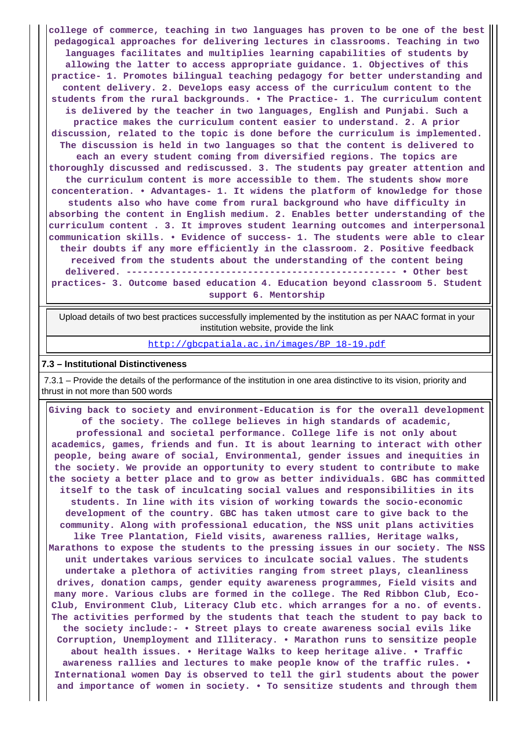college of commerce, teaching in two languages has proven to be one of the best pedagogical approaches for delivering lectures in classrooms. Teaching in two languages facilitates and multiplies learning capabilities of students by allowing the latter to access appropriate guidance. 1. Objectives of this practice- 1. Promotes bilingual teaching pedagogy for better understanding and content delivery. 2. Develops easy access of the curriculum content to the students from the rural backgrounds. • The Practice- 1. The curriculum content is delivered by the teacher in two languages, English and Punjabi. Such a practice makes the curriculum content easier to understand. 2. A prior discussion, related to the topic is done before the curriculum is implemented. The discussion is held in two languages so that the content is delivered to each an every student coming from diversified regions. The topics are thoroughly discussed and rediscussed. 3. The students pay greater attention and the curriculum content is more accessible to them. The students show more concenteration. • Advantages- 1. It widens the platform of knowledge for those students also who have come from rural background who have difficulty in absorbing the content in English medium. 2. Enables better understanding of the curriculum content . 3. It improves student learning outcomes and interpersonal communication skills. • Evidence of success- 1. The students were able to clear their doubts if any more efficiently in the classroom. 2. Positive feedback received from the students about the understanding of the content being delivered. ------------------------------------------------ • Other best practices- 3. Outcome based education 4. Education beyond classroom 5. Student support 6. Mentorship

| Upload details of two best practices successfully implemented by the institution as per NAAC format in your institution website, provide the link |
|---|
| http://gbcpatiala.ac.in/images/BP_18-19.pdf |

**7.3 – Institutional Distinctiveness**

7.3.1 – Provide the details of the performance of the institution in one area distinctive to its vision, priority and thrust in not more than 500 words

Giving back to society and environment-Education is for the overall development of the society. The college believes in high standards of academic, professional and societal performance. College life is not only about academics, games, friends and fun. It is about learning to interact with other people, being aware of social, Environmental, gender issues and inequities in the society. We provide an opportunity to every student to contribute to make the society a better place and to grow as better individuals. GBC has committed itself to the task of inculcating social values and responsibilities in its students. In line with its vision of working towards the socio-economic development of the country. GBC has taken utmost care to give back to the community. Along with professional education, the NSS unit plans activities like Tree Plantation, Field visits, awareness rallies, Heritage walks, Marathons to expose the students to the pressing issues in our society. The NSS unit undertakes various services to inculcate social values. The students undertake a plethora of activities ranging from street plays, cleanliness drives, donation camps, gender equity awareness programmes, Field visits and many more. Various clubs are formed in the college. The Red Ribbon Club, Eco-Club, Environment Club, Literacy Club etc. which arranges for a no. of events. The activities performed by the students that teach the student to pay back to the society include:- • Street plays to create awareness social evils like Corruption, Unemployment and Illiteracy. • Marathon runs to sensitize people about health issues. • Heritage Walks to keep heritage alive. • Traffic awareness rallies and lectures to make people know of the traffic rules. • International women Day is observed to tell the girl students about the power and importance of women in society. • To sensitize students and through them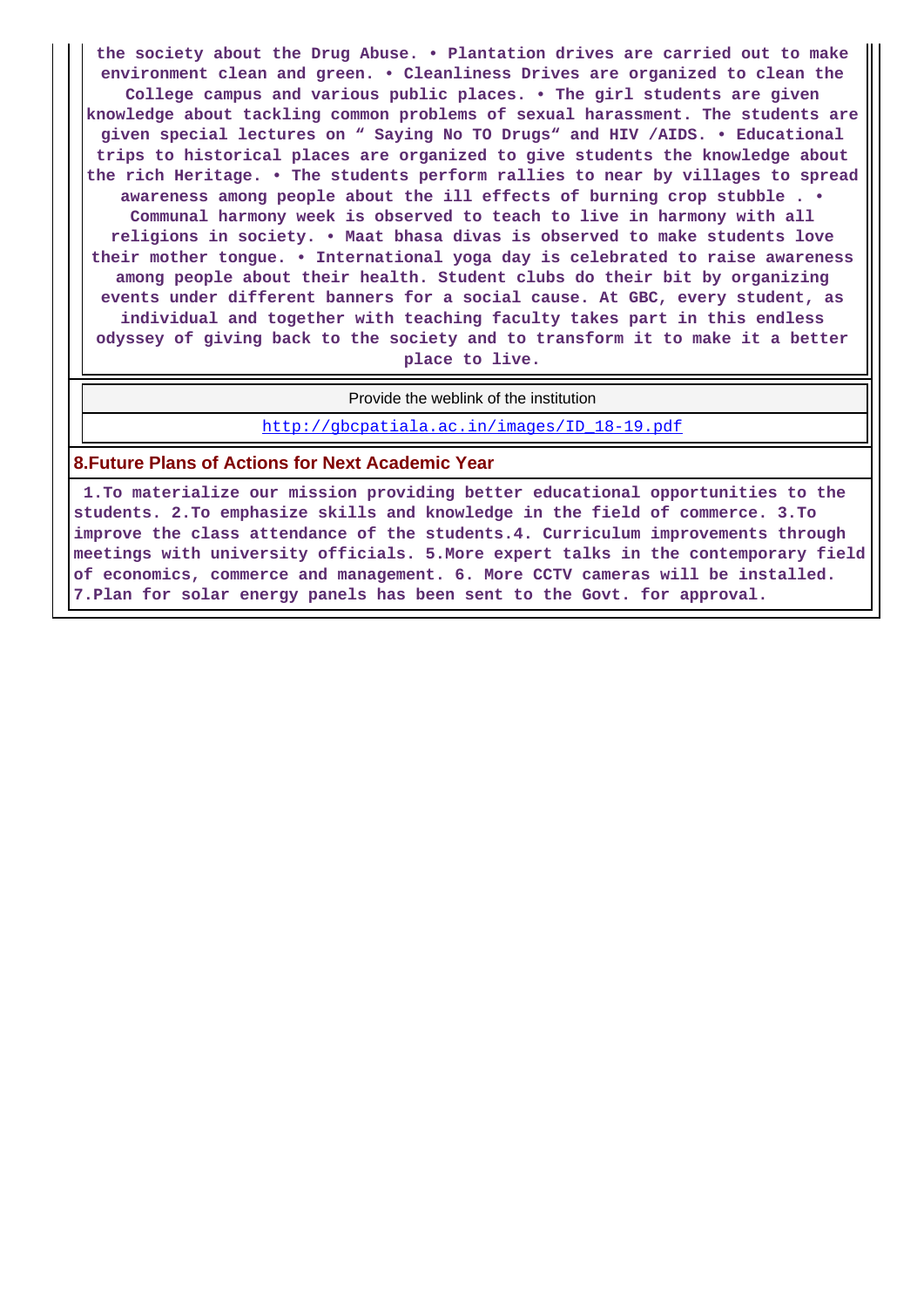**the society about the Drug Abuse. • Plantation drives are carried out to make environment clean and green. • Cleanliness Drives are organized to clean the College campus and various public places. • The girl students are given knowledge about tackling common problems of sexual harassment. The students are given special lectures on " Saying No TO Drugs" and HIV /AIDS. • Educational trips to historical places are organized to give students the knowledge about the rich Heritage. • The students perform rallies to near by villages to spread awareness among people about the ill effects of burning crop stubble . • Communal harmony week is observed to teach to live in harmony with all religions in society. • Maat bhasa divas is observed to make students love their mother tongue. • International yoga day is celebrated to raise awareness among people about their health. Student clubs do their bit by organizing events under different banners for a social cause. At GBC, every student, as individual and together with teaching faculty takes part in this endless odyssey of giving back to the society and to transform it to make it a better place to live.**

| Provide the weblink of the institution |
| --- |
| http://gbcpatiala.ac.in/images/ID_18-19.pdf |

## 8.Future Plans of Actions for Next Academic Year

**1.To materialize our mission providing better educational opportunities to the students. 2.To emphasize skills and knowledge in the field of commerce. 3.To improve the class attendance of the students.4. Curriculum improvements through meetings with university officials. 5.More expert talks in the contemporary field of economics, commerce and management. 6. More CCTV cameras will be installed. 7.Plan for solar energy panels has been sent to the Govt. for approval.**